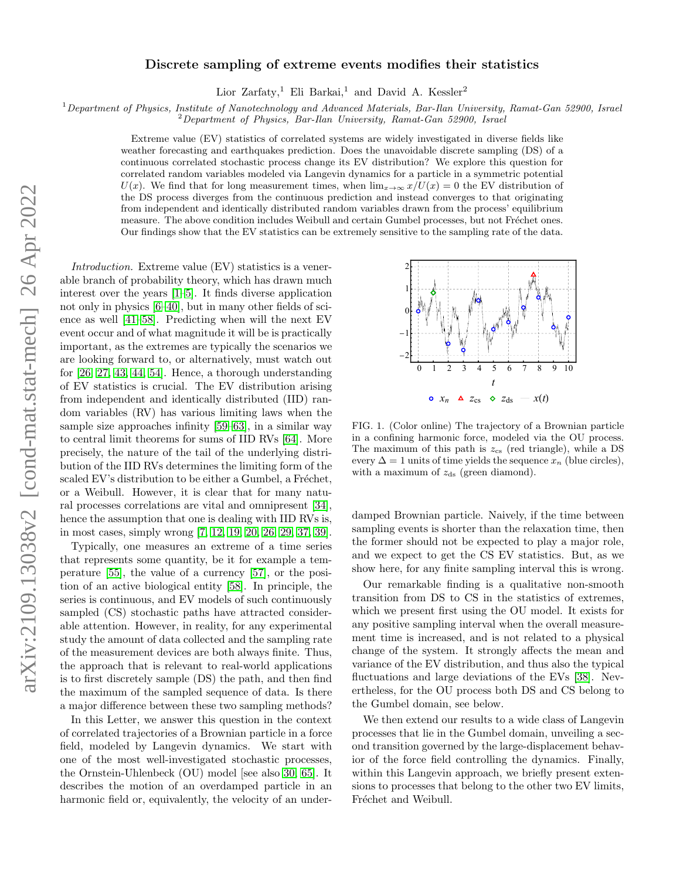# Discrete sampling of extreme events modifies their statistics

Lior Zarfaty,[1] Eli Barkai,[1] and David A. Kessler[2]

[1] *Department of Physics, Institute of Nanotechnology and Advanced Materials, Bar-Ilan University, Ramat-Gan 52900, Israel*
[2] *Department of Physics, Bar-Ilan University, Ramat-Gan 52900, Israel*

Extreme value (EV) statistics of correlated systems are widely investigated in diverse fields like weather forecasting and earthquakes prediction. Does the unavoidable discrete sampling (DS) of a continuous correlated stochastic process change its EV distribution? We explore this question for correlated random variables modeled via Langevin dynamics for a particle in a symmetric potential $U(x)$. We find that for long measurement times, when $\lim_{x\to\infty} x/U(x) = 0$ the EV distribution of the DS process diverges from the continuous prediction and instead converges to that originating from independent and identically distributed random variables drawn from the process' equilibrium measure. The above condition includes Weibull and certain Gumbel processes, but not Fréchet ones. Our findings show that the EV statistics can be extremely sensitive to the sampling rate of the data.

*Introduction.* Extreme value (EV) statistics is a venerable branch of probability theory, which has drawn much interest over the years [1–5]. It finds diverse application not only in physics [6–40], but in many other fields of science as well [41–58]. Predicting when will the next EV event occur and of what magnitude it will be is practically important, as the extremes are typically the scenarios we are looking forward to, or alternatively, must watch out for [26, 27, 43, 44, 54]. Hence, a thorough understanding of EV statistics is crucial. The EV distribution arising from independent and identically distributed (IID) random variables (RV) has various limiting laws when the sample size approaches infinity [59–63], in a similar way to central limit theorems for sums of IID RVs [64]. More precisely, the nature of the tail of the underlying distribution of the IID RVs determines the limiting form of the scaled EV's distribution to be either a Gumbel, a Fréchet, or a Weibull. However, it is clear that for many natural processes correlations are vital and omnipresent [34], hence the assumption that one is dealing with IID RVs is, in most cases, simply wrong [7, 12, 19, 20, 26, 29, 37, 39].

Typically, one measures an extreme of a time series that represents some quantity, be it for example a temperature [55], the value of a currency [57], or the position of an active biological entity [58]. In principle, the series is continuous, and EV models of such continuously sampled (CS) stochastic paths have attracted considerable attention. However, in reality, for any experimental study the amount of data collected and the sampling rate of the measurement devices are both always finite. Thus, the approach that is relevant to real-world applications is to first discretely sample (DS) the path, and then find the maximum of the sampled sequence of data. Is there a major difference between these two sampling methods?

In this Letter, we answer this question in the context of correlated trajectories of a Brownian particle in a force field, modeled by Langevin dynamics. We start with one of the most well-investigated stochastic processes, the Ornstein-Uhlenbeck (OU) model [see also 30, 65]. It describes the motion of an overdamped particle in an harmonic field or, equivalently, the velocity of an underdamped Brownian particle. Naively, if the time between sampling events is shorter than the relaxation time, then the former should not be expected to play a major role, and we expect to get the CS EV statistics. But, as we show here, for any finite sampling interval this is wrong.

FIG. 1. (Color online) The trajectory of a Brownian particle in a confining harmonic force, modeled via the OU process. The maximum of this path is $z_{\rm cs}$ (red triangle), while a DS every $\Delta = 1$ units of time yields the sequence $x_n$ (blue circles), with a maximum of $z_{\rm ds}$ (green diamond).

Our remarkable finding is a qualitative non-smooth transition from DS to CS in the statistics of extremes, which we present first using the OU model. It exists for any positive sampling interval when the overall measurement time is increased, and is not related to a physical change of the system. It strongly affects the mean and variance of the EV distribution, and thus also the typical fluctuations and large deviations of the EVs [38]. Nevertheless, for the OU process both DS and CS belong to the Gumbel domain, see below.

We then extend our results to a wide class of Langevin processes that lie in the Gumbel domain, unveiling a second transition governed by the large-displacement behavior of the force field controlling the dynamics. Finally, within this Langevin approach, we briefly present extensions to processes that belong to the other two EV limits, Fréchet and Weibull.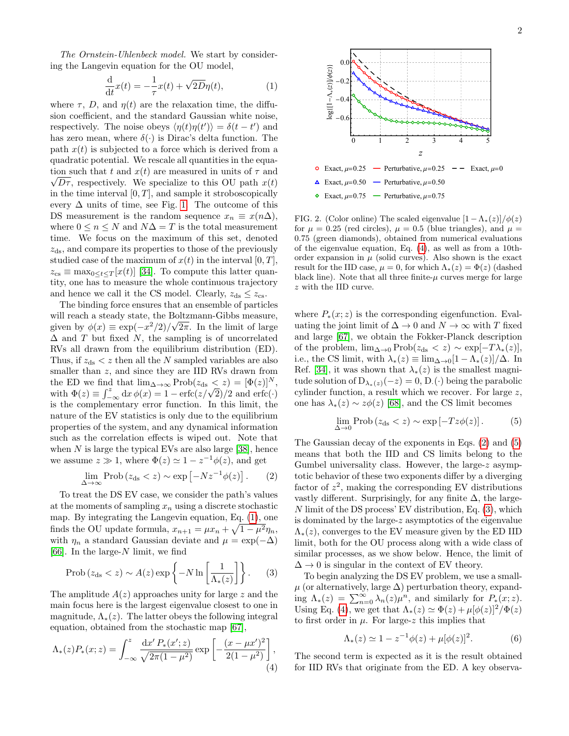*The Ornstein-Uhlenbeck model.* We start by considering the Langevin equation for the OU model,

$$\frac{\mathrm{d}}{\mathrm{d}t}x(t) = -\frac{1}{\tau}x(t) + \sqrt{2D}\eta(t), \tag{1}$$

where $\tau$, $D$, and $\eta(t)$ are the relaxation time, the diffusion coefficient, and the standard Gaussian white noise, respectively. The noise obeys $\langle \eta(t)\eta(t')\rangle = \delta(t-t')$ and has zero mean, where $\delta(\cdot)$ is Dirac's delta function. The path $x(t)$ is subjected to a force which is derived from a quadratic potential. We rescale all quantities in the equation such that $t$ and $x(t)$ are measured in units of $\tau$ and $\sqrt{D\tau}$, respectively. We specialize to this OU path $x(t)$ in the time interval $[0, T]$, and sample it stroboscopically every $\Delta$ units of time, see Fig. 1. The outcome of this DS measurement is the random sequence $x_n \equiv x(n\Delta)$, where $0 \le n \le N$ and $N\Delta = T$ is the total measurement time. We focus on the maximum of this set, denoted $z_{\rm ds}$, and compare its properties to those of the previously studied case of the maximum of $x(t)$ in the interval $[0, T]$, $z_{\rm cs} \equiv \max_{0\le t\le T}[x(t)]$ [34]. To compute this latter quantity, one has to measure the whole continuous trajectory and hence we call it the CS model. Clearly, $z_{\rm ds} \le z_{\rm cs}$.

The binding force ensures that an ensemble of particles will reach a steady state, the Boltzmann-Gibbs measure, given by $\phi(x) \equiv \exp(-x^2/2)/\sqrt{2\pi}$. In the limit of large $\Delta$ and $T$ but fixed $N$, the sampling is of uncorrelated RVs all drawn from the equilibrium distribution (ED). Thus, if $z_{\rm ds} < z$ then all the $N$ sampled variables are also smaller than $z$, and since they are IID RVs drawn from the ED we find that $\lim_{\Delta\to\infty}\mathrm{Prob}(z_{\rm ds} < z) = [\Phi(z)]^N$, with $\Phi(z) \equiv \int_{-\infty}^{z}\mathrm{d}x\,\phi(x) = 1 - \mathrm{erfc}(z/\sqrt{2})/2$ and $\mathrm{erfc}(\cdot)$ is the complementary error function. In this limit, the nature of the EV statistics is only due to the equilibrium properties of the system, and any dynamical information such as the correlation effects is wiped out. Note that when $N$ is large the typical EVs are also large [38], hence we assume $z \gg 1$, where $\Phi(z) \simeq 1 - z^{-1}\phi(z)$, and get

$$\lim_{\Delta\to\infty}\mathrm{Prob}\left(z_{\rm ds} < z\right) \sim \exp\left[-N z^{-1}\phi(z)\right]. \tag{2}$$

To treat the DS EV case, we consider the path's values at the moments of sampling $x_n$ using a discrete stochastic map. By integrating the Langevin equation, Eq. (1), one finds the OU update formula, $x_{n+1} = \mu x_n + \sqrt{1-\mu^2}\eta_n$, with $\eta_n$ a standard Gaussian deviate and $\mu = \exp(-\Delta)$ [66]. In the large-$N$ limit, we find

$$\mathrm{Prob}\left(z_{\rm ds} < z\right) \sim A(z)\exp\left\{-N\ln\left[\frac{1}{\Lambda_*(z)}\right]\right\}. \tag{3}$$

The amplitude $A(z)$ approaches unity for large $z$ and the main focus here is the largest eigenvalue closest to one in magnitude, $\Lambda_*(z)$. The latter obeys the following integral equation, obtained from the stochastic map [67],

$$\Lambda_*(z)P_*(x;z) = \int_{-\infty}^{z}\frac{\mathrm{d}x'\,P_*(x';z)}{\sqrt{2\pi(1-\mu^2)}}\exp\left[-\frac{(x-\mu x')^2}{2(1-\mu^2)}\right], \tag{4}$$

FIG. 2. (Color online) The scaled eigenvalue $[1-\Lambda_*(z)]/\phi(z)$ for $\mu = 0.25$ (red circles), $\mu = 0.5$ (blue triangles), and $\mu = 0.75$ (green diamonds), obtained from numerical evaluations of the eigenvalue equation, Eq. (4), as well as from a 10th-order expansion in $\mu$ (solid curves). Also shown is the exact result for the IID case, $\mu = 0$, for which $\Lambda_*(z) = \Phi(z)$ (dashed black line). Note that all three finite-$\mu$ curves merge for large $z$ with the IID curve.

where $P_*(x;z)$ is the corresponding eigenfunction. Evaluating the joint limit of $\Delta \to 0$ and $N \to \infty$ with $T$ fixed and large [67], we obtain the Fokker-Planck description of the problem, $\lim_{\Delta\to 0}\mathrm{Prob}(z_{\rm ds} < z) \sim \exp[-T\lambda_*(z)]$, i.e., the CS limit, with $\lambda_*(z) \equiv \lim_{\Delta\to 0}[1-\Lambda_*(z)]/\Delta$. In Ref. [34], it was shown that $\lambda_*(z)$ is the smallest magnitude solution of $\mathrm{D}_{\lambda_*(z)}(-z) = 0$, $\mathrm{D}.(\cdot)$ being the parabolic cylinder function, a result which we recover. For large $z$, one has $\lambda_*(z) \sim z\phi(z)$ [68], and the CS limit becomes

$$\lim_{\Delta\to 0}\mathrm{Prob}\left(z_{\rm ds} < z\right) \sim \exp\left[-Tz\phi(z)\right]. \tag{5}$$

The Gaussian decay of the exponents in Eqs. (2) and (5) means that both the IID and CS limits belong to the Gumbel universality class. However, the large-$z$ asymptotic behavior of these two exponents differ by a diverging factor of $z^2$, making the corresponding EV distributions vastly different. Surprisingly, for any finite $\Delta$, the large-$N$ limit of the DS process' EV distribution, Eq. (3), which is dominated by the large-$z$ asymptotics of the eigenvalue $\Lambda_*(z)$, converges to the EV measure given by the ED IID limit, both for the OU process along with a wide class of similar processes, as we show below. Hence, the limit of $\Delta \to 0$ is singular in the context of EV theory.

To begin analyzing the DS EV problem, we use a small-$\mu$ (or alternatively, large $\Delta$) perturbation theory, expanding $\Lambda_*(z) = \sum_{n=0}^{\infty}\lambda_n(z)\mu^n$, and similarly for $P_*(x;z)$. Using Eq. (4), we get that $\Lambda_*(z) \simeq \Phi(z) + \mu[\phi(z)]^2/\Phi(z)$ to first order in $\mu$. For large-$z$ this implies that

$$\Lambda_*(z) \simeq 1 - z^{-1}\phi(z) + \mu[\phi(z)]^2. \tag{6}$$

The second term is expected as it is the result obtained for IID RVs that originate from the ED. A key observa-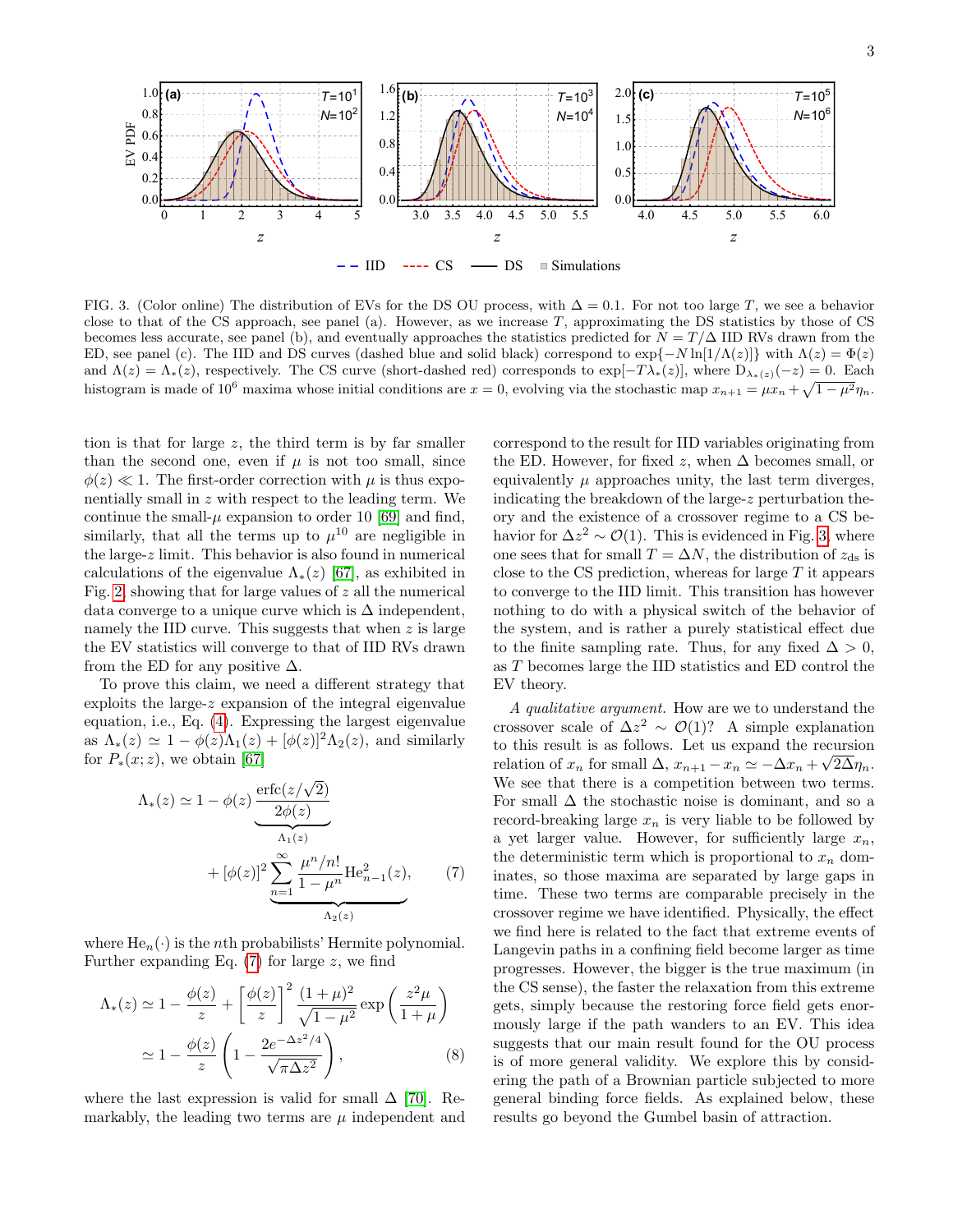FIG. 3. (Color online) The distribution of EVs for the DS OU process, with $\Delta = 0.1$. For not too large $T$, we see a behavior close to that of the CS approach, see panel (a). However, as we increase $T$, approximating the DS statistics by those of CS becomes less accurate, see panel (b), and eventually approaches the statistics predicted for $N = T/\Delta$ IID RVs drawn from the ED, see panel (c). The IID and DS curves (dashed blue and solid black) correspond to $\exp\{-N\ln[1/\Lambda(z)]\}$ with $\Lambda(z) = \Phi(z)$ and $\Lambda(z) = \Lambda_*(z)$, respectively. The CS curve (short-dashed red) corresponds to $\exp[-T\lambda_*(z)]$, where $\mathrm{D}_{\lambda_*(z)}(-z) = 0$. Each histogram is made of $10^6$ maxima whose initial conditions are $x = 0$, evolving via the stochastic map $x_{n+1} = \mu x_n + \sqrt{1-\mu^2}\eta_n$.

tion is that for large $z$, the third term is by far smaller than the second one, even if $\mu$ is not too small, since $\phi(z) \ll 1$. The first-order correction with $\mu$ is thus exponentially small in $z$ with respect to the leading term. We continue the small-$\mu$ expansion to order 10 [69] and find, similarly, that all the terms up to $\mu^{10}$ are negligible in the large-$z$ limit. This behavior is also found in numerical calculations of the eigenvalue $\Lambda_*(z)$ [67], as exhibited in Fig. 2, showing that for large values of $z$ all the numerical data converge to a unique curve which is $\Delta$ independent, namely the IID curve. This suggests that when $z$ is large the EV statistics will converge to that of IID RVs drawn from the ED for any positive $\Delta$.

To prove this claim, we need a different strategy that exploits the large-$z$ expansion of the integral eigenvalue equation, i.e., Eq. (4). Expressing the largest eigenvalue as $\Lambda_*(z) \simeq 1 - \phi(z)\Lambda_1(z) + [\phi(z)]^2\Lambda_2(z)$, and similarly for $P_*(x;z)$, we obtain [67]

$$\Lambda_*(z) \simeq 1 - \phi(z) \underbrace{\frac{\mathrm{erfc}(z/\sqrt{2})}{2\phi(z)}}_{\Lambda_1(z)} + [\phi(z)]^2 \underbrace{\sum_{n=1}^{\infty} \frac{\mu^n/n!}{1-\mu^n} \mathrm{He}_{n-1}^2(z)}_{\Lambda_2(z)}, \tag{7}$$

where $\mathrm{He}_n(\cdot)$ is the $n$th probabilists' Hermite polynomial. Further expanding Eq. (7) for large $z$, we find

$$\begin{aligned}
\Lambda_*(z) &\simeq 1 - \frac{\phi(z)}{z} + \left[\frac{\phi(z)}{z}\right]^2 \frac{(1+\mu)^2}{\sqrt{1-\mu^2}} \exp\left(\frac{z^2\mu}{1+\mu}\right) \\
&\simeq 1 - \frac{\phi(z)}{z}\left(1 - \frac{2e^{-\Delta z^2/4}}{\sqrt{\pi\Delta z^2}}\right),
\end{aligned} \tag{8}$$

where the last expression is valid for small $\Delta$ [70]. Remarkably, the leading two terms are $\mu$ independent and correspond to the result for IID variables originating from the ED. However, for fixed $z$, when $\Delta$ becomes small, or equivalently $\mu$ approaches unity, the last term diverges, indicating the breakdown of the large-$z$ perturbation theory and the existence of a crossover regime to a CS behavior for $\Delta z^2 \sim \mathcal{O}(1)$. This is evidenced in Fig. 3, where one sees that for small $T = \Delta N$, the distribution of $z_{\mathrm{ds}}$ is close to the CS prediction, whereas for large $T$ it appears to converge to the IID limit. This transition has however nothing to do with a physical switch of the behavior of the system, and is rather a purely statistical effect due to the finite sampling rate. Thus, for any fixed $\Delta > 0$, as $T$ becomes large the IID statistics and ED control the EV theory.

*A qualitative argument.* How are we to understand the crossover scale of $\Delta z^2 \sim \mathcal{O}(1)$? A simple explanation to this result is as follows. Let us expand the recursion relation of $x_n$ for small $\Delta$, $x_{n+1} - x_n \simeq -\Delta x_n + \sqrt{2\Delta}\eta_n$. We see that there is a competition between two terms. For small $\Delta$ the stochastic noise is dominant, and so a record-breaking large $x_n$ is very liable to be followed by a yet larger value. However, for sufficiently large $x_n$, the deterministic term which is proportional to $x_n$ dominates, so those maxima are separated by large gaps in time. These two terms are comparable precisely in the crossover regime we have identified. Physically, the effect we find here is related to the fact that extreme events of Langevin paths in a confining field become larger as time progresses. However, the bigger is the true maximum (in the CS sense), the faster the relaxation from this extreme gets, simply because the restoring force field gets enormously large if the path wanders to an EV. This idea suggests that our main result found for the OU process is of more general validity. We explore this by considering the path of a Brownian particle subjected to more general binding force fields. As explained below, these results go beyond the Gumbel basin of attraction.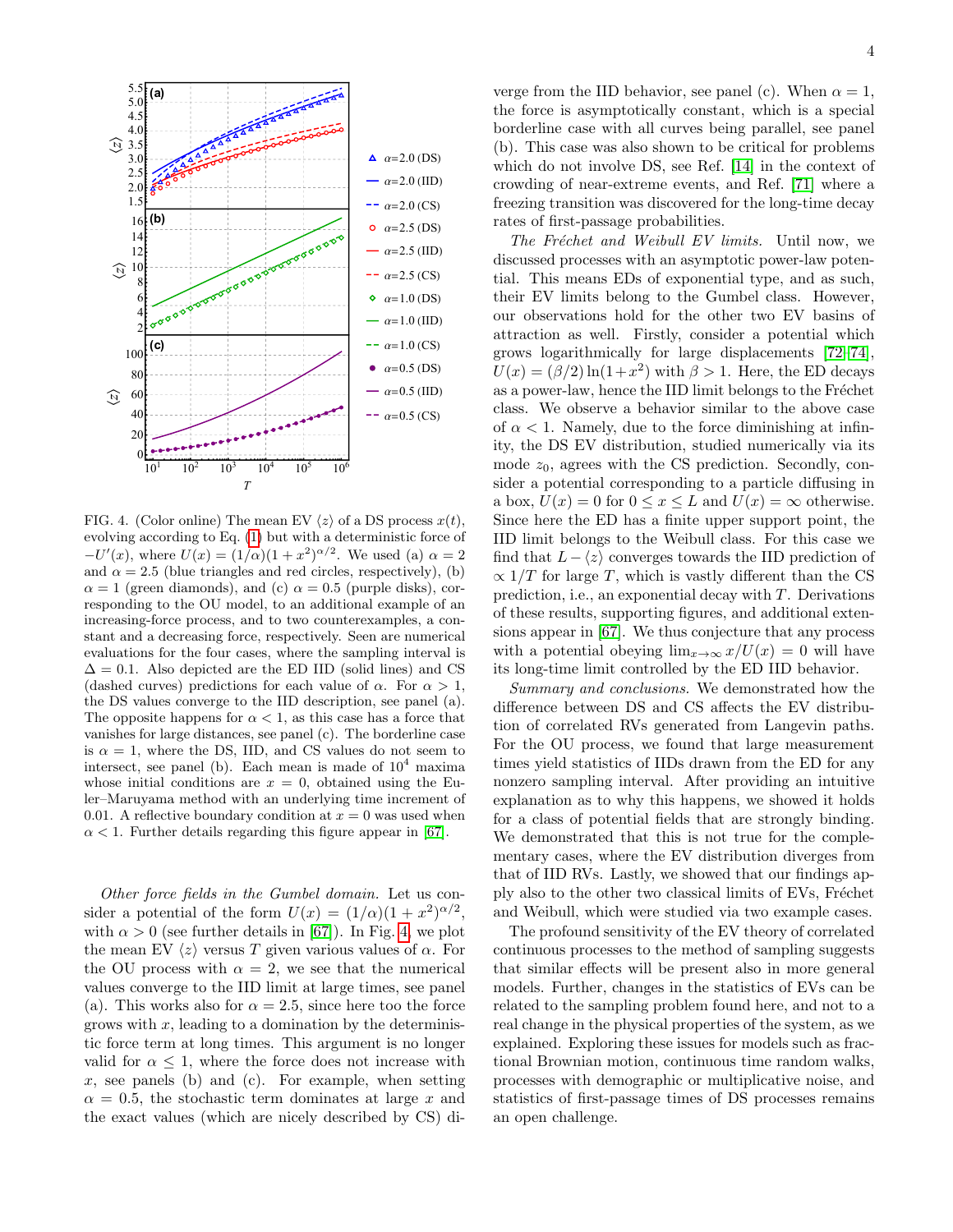FIG. 4. (Color online) The mean EV $\langle z \rangle$ of a DS process $x(t)$, evolving according to Eq. (1) but with a deterministic force of $-U'(x)$, where $U(x) = (1/\alpha)(1+x^2)^{\alpha/2}$. We used (a) $\alpha = 2$ and $\alpha = 2.5$ (blue triangles and red circles, respectively), (b) $\alpha = 1$ (green diamonds), and (c) $\alpha = 0.5$ (purple disks), corresponding to the OU model, to an additional example of an increasing-force process, and to two counterexamples, a constant and a decreasing force, respectively. Seen are numerical evaluations for the four cases, where the sampling interval is $\Delta = 0.1$. Also depicted are the ED IID (solid lines) and CS (dashed curves) predictions for each value of $\alpha$. For $\alpha > 1$, the DS values converge to the IID description, see panel (a). The opposite happens for $\alpha < 1$, as this case has a force that vanishes for large distances, see panel (c). The borderline case is $\alpha = 1$, where the DS, IID, and CS values do not seem to intersect, see panel (b). Each mean is made of $10^4$ maxima whose initial conditions are $x = 0$, obtained using the Euler–Maruyama method with an underlying time increment of 0.01. A reflective boundary condition at $x = 0$ was used when $\alpha < 1$. Further details regarding this figure appear in [67].

*Other force fields in the Gumbel domain.* Let us consider a potential of the form $U(x) = (1/\alpha)(1+x^2)^{\alpha/2}$, with $\alpha > 0$ (see further details in [67]). In Fig. 4, we plot the mean EV $\langle z \rangle$ versus $T$ given various values of $\alpha$. For the OU process with $\alpha = 2$, we see that the numerical values converge to the IID limit at large times, see panel (a). This works also for $\alpha = 2.5$, since here too the force grows with $x$, leading to a domination by the deterministic force term at long times. This argument is no longer valid for $\alpha \leq 1$, where the force does not increase with $x$, see panels (b) and (c). For example, when setting $\alpha = 0.5$, the stochastic term dominates at large $x$ and the exact values (which are nicely described by CS) diverge from the IID behavior, see panel (c). When $\alpha = 1$, the force is asymptotically constant, which is a special borderline case with all curves being parallel, see panel (b). This case was also shown to be critical for problems which do not involve DS, see Ref. [14] in the context of crowding of near-extreme events, and Ref. [71] where a freezing transition was discovered for the long-time decay rates of first-passage probabilities.

*The Fréchet and Weibull EV limits.* Until now, we discussed processes with an asymptotic power-law potential. This means EDs of exponential type, and as such, their EV limits belong to the Gumbel class. However, our observations hold for the other two EV basins of attraction as well. Firstly, consider a potential which grows logarithmically for large displacements [72–74], $U(x) = (\beta/2)\ln(1+x^2)$ with $\beta > 1$. Here, the ED decays as a power-law, hence the IID limit belongs to the Fréchet class. We observe a behavior similar to the above case of $\alpha < 1$. Namely, due to the force diminishing at infinity, the DS EV distribution, studied numerically via its mode $z_0$, agrees with the CS prediction. Secondly, consider a potential corresponding to a particle diffusing in a box, $U(x) = 0$ for $0 \leq x \leq L$ and $U(x) = \infty$ otherwise. Since here the ED has a finite upper support point, the IID limit belongs to the Weibull class. For this case we find that $L - \langle z \rangle$ converges towards the IID prediction of $\propto 1/T$ for large $T$, which is vastly different than the CS prediction, i.e., an exponential decay with $T$. Derivations of these results, supporting figures, and additional extensions appear in [67]. We thus conjecture that any process with a potential obeying $\lim_{x\to\infty} x/U(x) = 0$ will have its long-time limit controlled by the ED IID behavior.

*Summary and conclusions.* We demonstrated how the difference between DS and CS affects the EV distribution of correlated RVs generated from Langevin paths. For the OU process, we found that large measurement times yield statistics of IIDs drawn from the ED for any nonzero sampling interval. After providing an intuitive explanation as to why this happens, we showed it holds for a class of potential fields that are strongly binding. We demonstrated that this is not true for the complementary cases, where the EV distribution diverges from that of IID RVs. Lastly, we showed that our findings apply also to the other two classical limits of EVs, Fréchet and Weibull, which were studied via two example cases.

The profound sensitivity of the EV theory of correlated continuous processes to the method of sampling suggests that similar effects will be present also in more general models. Further, changes in the statistics of EVs can be related to the sampling problem found here, and not to a real change in the physical properties of the system, as we explained. Exploring these issues for models such as fractional Brownian motion, continuous time random walks, processes with demographic or multiplicative noise, and statistics of first-passage times of DS processes remains an open challenge.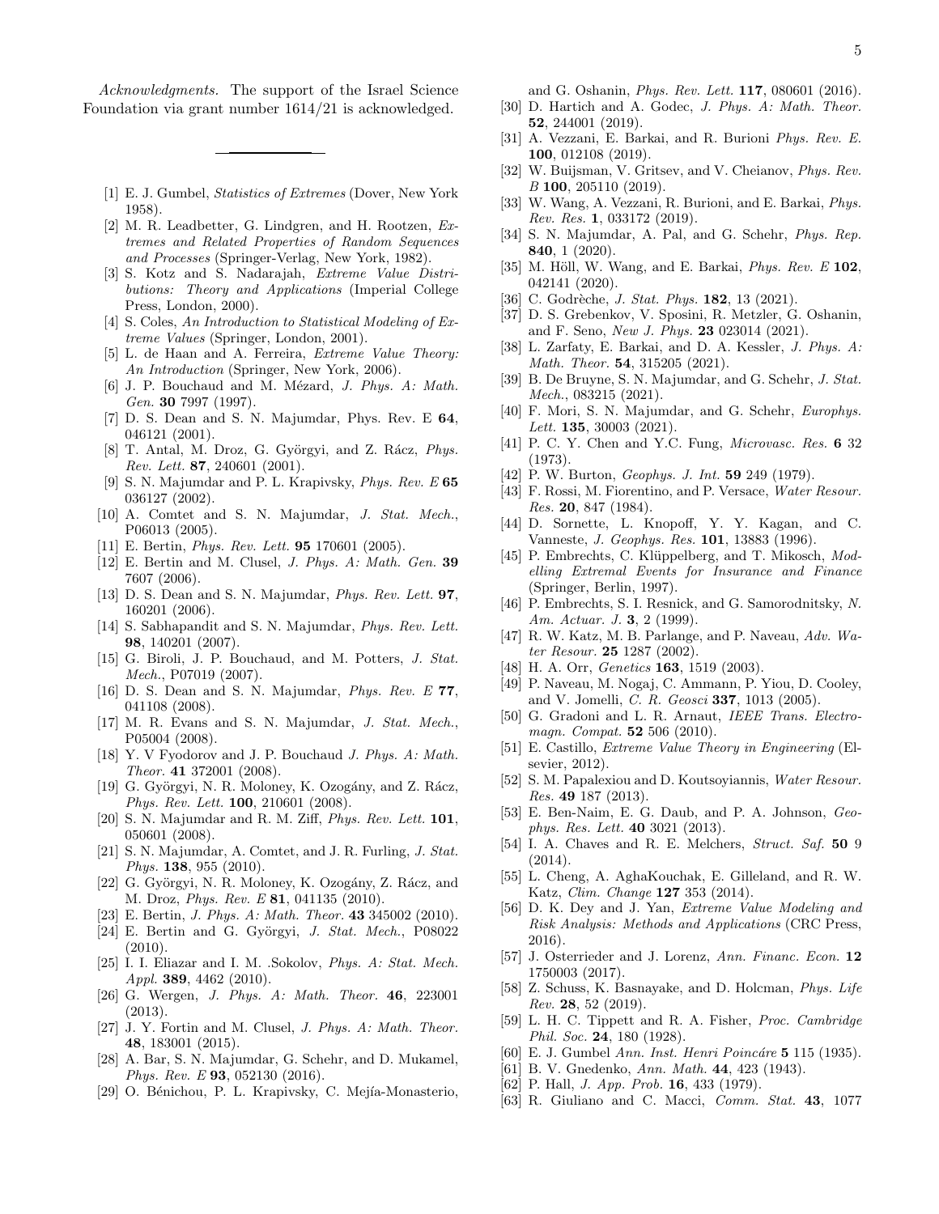*Acknowledgments.* The support of the Israel Science Foundation via grant number 1614/21 is acknowledged.

---

[1] E. J. Gumbel, *Statistics of Extremes* (Dover, New York 1958).

[2] M. R. Leadbetter, G. Lindgren, and H. Rootzen, *Extremes and Related Properties of Random Sequences and Processes* (Springer-Verlag, New York, 1982).

[3] S. Kotz and S. Nadarajah, *Extreme Value Distributions: Theory and Applications* (Imperial College Press, London, 2000).

[4] S. Coles, *An Introduction to Statistical Modeling of Extreme Values* (Springer, London, 2001).

[5] L. de Haan and A. Ferreira, *Extreme Value Theory: An Introduction* (Springer, New York, 2006).

[6] J. P. Bouchaud and M. Mézard, *J. Phys. A: Math. Gen.* **30** 7997 (1997).

[7] D. S. Dean and S. N. Majumdar, Phys. Rev. E **64**, 046121 (2001).

[8] T. Antal, M. Droz, G. Györgyi, and Z. Rácz, *Phys. Rev. Lett.* **87**, 240601 (2001).

[9] S. N. Majumdar and P. L. Krapivsky, *Phys. Rev. E* **65** 036127 (2002).

[10] A. Comtet and S. N. Majumdar, *J. Stat. Mech.*, P06013 (2005).

[11] E. Bertin, *Phys. Rev. Lett.* **95** 170601 (2005).

[12] E. Bertin and M. Clusel, *J. Phys. A: Math. Gen.* **39** 7607 (2006).

[13] D. S. Dean and S. N. Majumdar, *Phys. Rev. Lett.* **97**, 160201 (2006).

[14] S. Sabhapandit and S. N. Majumdar, *Phys. Rev. Lett.* **98**, 140201 (2007).

[15] G. Biroli, J. P. Bouchaud, and M. Potters, *J. Stat. Mech.*, P07019 (2007).

[16] D. S. Dean and S. N. Majumdar, *Phys. Rev. E* **77**, 041108 (2008).

[17] M. R. Evans and S. N. Majumdar, *J. Stat. Mech.*, P05004 (2008).

[18] Y. V Fyodorov and J. P. Bouchaud *J. Phys. A: Math. Theor.* **41** 372001 (2008).

[19] G. Györgyi, N. R. Moloney, K. Ozogány, and Z. Rácz, *Phys. Rev. Lett.* **100**, 210601 (2008).

[20] S. N. Majumdar and R. M. Ziff, *Phys. Rev. Lett.* **101**, 050601 (2008).

[21] S. N. Majumdar, A. Comtet, and J. R. Furling, *J. Stat. Phys.* **138**, 955 (2010).

[22] G. Györgyi, N. R. Moloney, K. Ozogány, Z. Rácz, and M. Droz, *Phys. Rev. E* **81**, 041135 (2010).

[23] E. Bertin, *J. Phys. A: Math. Theor.* **43** 345002 (2010).

[24] E. Bertin and G. Györgyi, *J. Stat. Mech.*, P08022 (2010).

[25] I. I. Eliazar and I. M. .Sokolov, *Phys. A: Stat. Mech. Appl.* **389**, 4462 (2010).

[26] G. Wergen, *J. Phys. A: Math. Theor.* **46**, 223001 (2013).

[27] J. Y. Fortin and M. Clusel, *J. Phys. A: Math. Theor.* **48**, 183001 (2015).

[28] A. Bar, S. N. Majumdar, G. Schehr, and D. Mukamel, *Phys. Rev. E* **93**, 052130 (2016).

[29] O. Bénichou, P. L. Krapivsky, C. Mejía-Monasterio, and G. Oshanin, *Phys. Rev. Lett.* **117**, 080601 (2016).

[30] D. Hartich and A. Godec, *J. Phys. A: Math. Theor.* **52**, 244001 (2019).

[31] A. Vezzani, E. Barkai, and R. Burioni *Phys. Rev. E.* **100**, 012108 (2019).

[32] W. Buijsman, V. Gritsev, and V. Cheianov, *Phys. Rev. B* **100**, 205110 (2019).

[33] W. Wang, A. Vezzani, R. Burioni, and E. Barkai, *Phys. Rev. Res.* **1**, 033172 (2019).

[34] S. N. Majumdar, A. Pal, and G. Schehr, *Phys. Rep.* **840**, 1 (2020).

[35] M. Höll, W. Wang, and E. Barkai, *Phys. Rev. E* **102**, 042141 (2020).

[36] C. Godrèche, *J. Stat. Phys.* **182**, 13 (2021).

[37] D. S. Grebenkov, V. Sposini, R. Metzler, G. Oshanin, and F. Seno, *New J. Phys.* **23** 023014 (2021).

[38] L. Zarfaty, E. Barkai, and D. A. Kessler, *J. Phys. A: Math. Theor.* **54**, 315205 (2021).

[39] B. De Bruyne, S. N. Majumdar, and G. Schehr, *J. Stat. Mech.*, 083215 (2021).

[40] F. Mori, S. N. Majumdar, and G. Schehr, *Europhys. Lett.* **135**, 30003 (2021).

[41] P. C. Y. Chen and Y.C. Fung, *Microvasc. Res.* **6** 32 (1973).

[42] P. W. Burton, *Geophys. J. Int.* **59** 249 (1979).

[43] F. Rossi, M. Fiorentino, and P. Versace, *Water Resour. Res.* **20**, 847 (1984).

[44] D. Sornette, L. Knopoff, Y. Y. Kagan, and C. Vanneste, *J. Geophys. Res.* **101**, 13883 (1996).

[45] P. Embrechts, C. Klüppelberg, and T. Mikosch, *Modelling Extremal Events for Insurance and Finance* (Springer, Berlin, 1997).

[46] P. Embrechts, S. I. Resnick, and G. Samorodnitsky, *N. Am. Actuar. J.* **3**, 2 (1999).

[47] R. W. Katz, M. B. Parlange, and P. Naveau, *Adv. Water Resour.* **25** 1287 (2002).

[48] H. A. Orr, *Genetics* **163**, 1519 (2003).

[49] P. Naveau, M. Nogaj, C. Ammann, P. Yiou, D. Cooley, and V. Jomelli, *C. R. Geosci* **337**, 1013 (2005).

[50] G. Gradoni and L. R. Arnaut, *IEEE Trans. Electromagn. Compat.* **52** 506 (2010).

[51] E. Castillo, *Extreme Value Theory in Engineering* (Elsevier, 2012).

[52] S. M. Papalexiou and D. Koutsoyiannis, *Water Resour. Res.* **49** 187 (2013).

[53] E. Ben-Naim, E. G. Daub, and P. A. Johnson, *Geophys. Res. Lett.* **40** 3021 (2013).

[54] I. A. Chaves and R. E. Melchers, *Struct. Saf.* **50** 9 (2014).

[55] L. Cheng, A. AghaKouchak, E. Gilleland, and R. W. Katz, *Clim. Change* **127** 353 (2014).

[56] D. K. Dey and J. Yan, *Extreme Value Modeling and Risk Analysis: Methods and Applications* (CRC Press, 2016).

[57] J. Osterrieder and J. Lorenz, *Ann. Financ. Econ.* **12** 1750003 (2017).

[58] Z. Schuss, K. Basnayake, and D. Holcman, *Phys. Life Rev.* **28**, 52 (2019).

[59] L. H. C. Tippett and R. A. Fisher, *Proc. Cambridge Phil. Soc.* **24**, 180 (1928).

[60] E. J. Gumbel *Ann. Inst. Henri Poincáre* **5** 115 (1935).

[61] B. V. Gnedenko, *Ann. Math.* **44**, 423 (1943).

[62] P. Hall, *J. App. Prob.* **16**, 433 (1979).

[63] R. Giuliano and C. Macci, *Comm. Stat.* **43**, 1077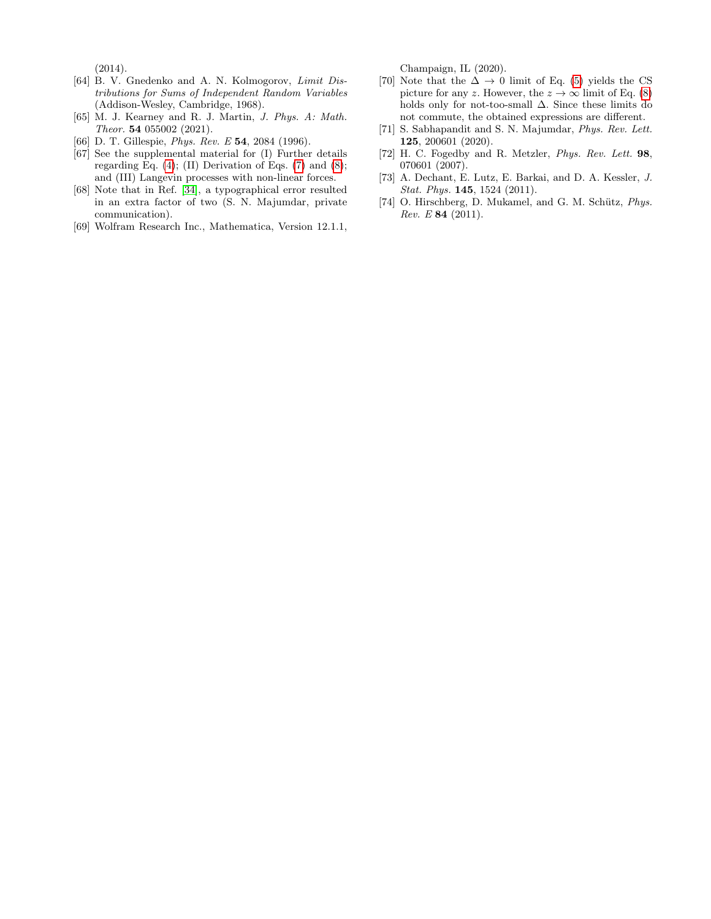(2014).

[64] B. V. Gnedenko and A. N. Kolmogorov, *Limit Distributions for Sums of Independent Random Variables* (Addison-Wesley, Cambridge, 1968).

[65] M. J. Kearney and R. J. Martin, *J. Phys. A: Math. Theor.* **54** 055002 (2021).

[66] D. T. Gillespie, *Phys. Rev. E* **54**, 2084 (1996).

[67] See the supplemental material for (I) Further details regarding Eq. (4); (II) Derivation of Eqs. (7) and (8); and (III) Langevin processes with non-linear forces.

[68] Note that in Ref. [34], a typographical error resulted in an extra factor of two (S. N. Majumdar, private communication).

[69] Wolfram Research Inc., Mathematica, Version 12.1.1, Champaign, IL (2020).

[70] Note that the $\Delta \to 0$ limit of Eq. (5) yields the CS picture for any $z$. However, the $z \to \infty$ limit of Eq. (8) holds only for not-too-small $\Delta$. Since these limits do not commute, the obtained expressions are different.

[71] S. Sabhapandit and S. N. Majumdar, *Phys. Rev. Lett.* **125**, 200601 (2020).

[72] H. C. Fogedby and R. Metzler, *Phys. Rev. Lett.* **98**, 070601 (2007).

[73] A. Dechant, E. Lutz, E. Barkai, and D. A. Kessler, *J. Stat. Phys.* **145**, 1524 (2011).

[74] O. Hirschberg, D. Mukamel, and G. M. Schütz, *Phys. Rev. E* **84** (2011).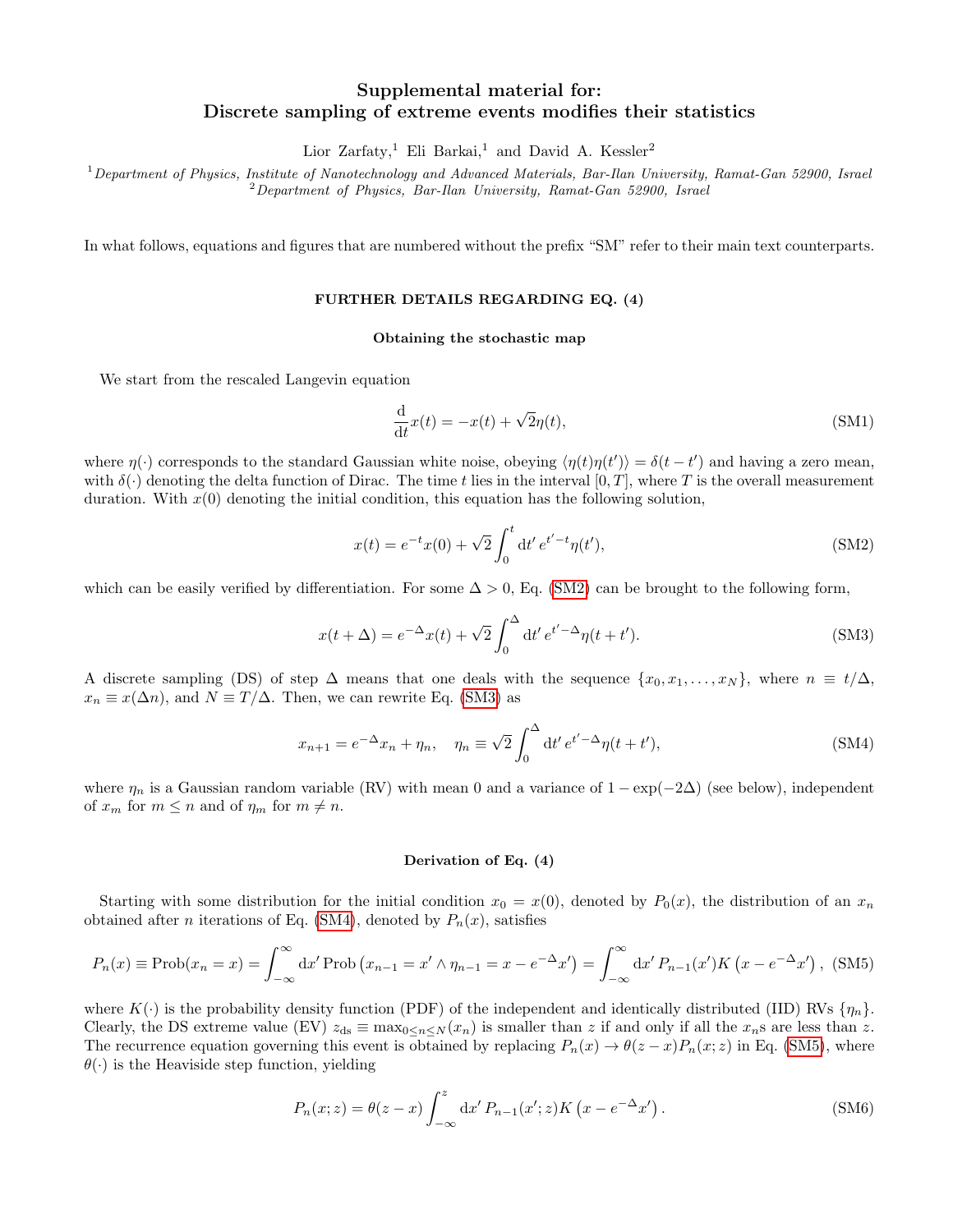# Supplemental material for: Discrete sampling of extreme events modifies their statistics

Lior Zarfaty,[1] Eli Barkai,[1] and David A. Kessler[2]

[1] *Department of Physics, Institute of Nanotechnology and Advanced Materials, Bar-Ilan University, Ramat-Gan 52900, Israel*
[2] *Department of Physics, Bar-Ilan University, Ramat-Gan 52900, Israel*

In what follows, equations and figures that are numbered without the prefix "SM" refer to their main text counterparts.

## FURTHER DETAILS REGARDING EQ. (4)

### Obtaining the stochastic map

We start from the rescaled Langevin equation

$$\frac{\mathrm{d}}{\mathrm{d}t}x(t) = -x(t) + \sqrt{2}\eta(t), \tag{SM1}$$

where $\eta(\cdot)$ corresponds to the standard Gaussian white noise, obeying $\langle \eta(t)\eta(t')\rangle = \delta(t-t')$ and having a zero mean, with $\delta(\cdot)$ denoting the delta function of Dirac. The time $t$ lies in the interval $[0, T]$, where $T$ is the overall measurement duration. With $x(0)$ denoting the initial condition, this equation has the following solution,

$$x(t) = e^{-t}x(0) + \sqrt{2}\int_0^t \mathrm{d}t'\, e^{t'-t}\eta(t'), \tag{SM2}$$

which can be easily verified by differentiation. For some $\Delta > 0$, Eq. (SM2) can be brought to the following form,

$$x(t+\Delta) = e^{-\Delta}x(t) + \sqrt{2}\int_0^\Delta \mathrm{d}t'\, e^{t'-\Delta}\eta(t+t'). \tag{SM3}$$

A discrete sampling (DS) of step $\Delta$ means that one deals with the sequence $\{x_0, x_1, \dots, x_N\}$, where $n \equiv t/\Delta$, $x_n \equiv x(\Delta n)$, and $N \equiv T/\Delta$. Then, we can rewrite Eq. (SM3) as

$$x_{n+1} = e^{-\Delta}x_n + \eta_n, \quad \eta_n \equiv \sqrt{2}\int_0^\Delta \mathrm{d}t'\, e^{t'-\Delta}\eta(t+t'), \tag{SM4}$$

where $\eta_n$ is a Gaussian random variable (RV) with mean 0 and a variance of $1 - \exp(-2\Delta)$ (see below), independent of $x_m$ for $m \le n$ and of $\eta_m$ for $m \ne n$.

### Derivation of Eq. (4)

Starting with some distribution for the initial condition $x_0 = x(0)$, denoted by $P_0(x)$, the distribution of an $x_n$ obtained after $n$ iterations of Eq. (SM4), denoted by $P_n(x)$, satisfies

$$P_n(x) \equiv \mathrm{Prob}(x_n = x) = \int_{-\infty}^{\infty}\mathrm{d}x'\,\mathrm{Prob}\left(x_{n-1} = x' \wedge \eta_{n-1} = x - e^{-\Delta}x'\right) = \int_{-\infty}^{\infty}\mathrm{d}x'\, P_{n-1}(x')K\left(x - e^{-\Delta}x'\right), \tag{SM5}$$

where $K(\cdot)$ is the probability density function (PDF) of the independent and identically distributed (IID) RVs $\{\eta_n\}$. Clearly, the DS extreme value (EV) $z_{\mathrm{ds}} \equiv \max_{0\le n\le N}(x_n)$ is smaller than $z$ if and only if all the $x_n$s are less than $z$. The recurrence equation governing this event is obtained by replacing $P_n(x) \to \theta(z-x)P_n(x;z)$ in Eq. (SM5), where $\theta(\cdot)$ is the Heaviside step function, yielding

$$P_n(x;z) = \theta(z-x)\int_{-\infty}^{z}\mathrm{d}x'\, P_{n-1}(x';z)K\left(x - e^{-\Delta}x'\right). \tag{SM6}$$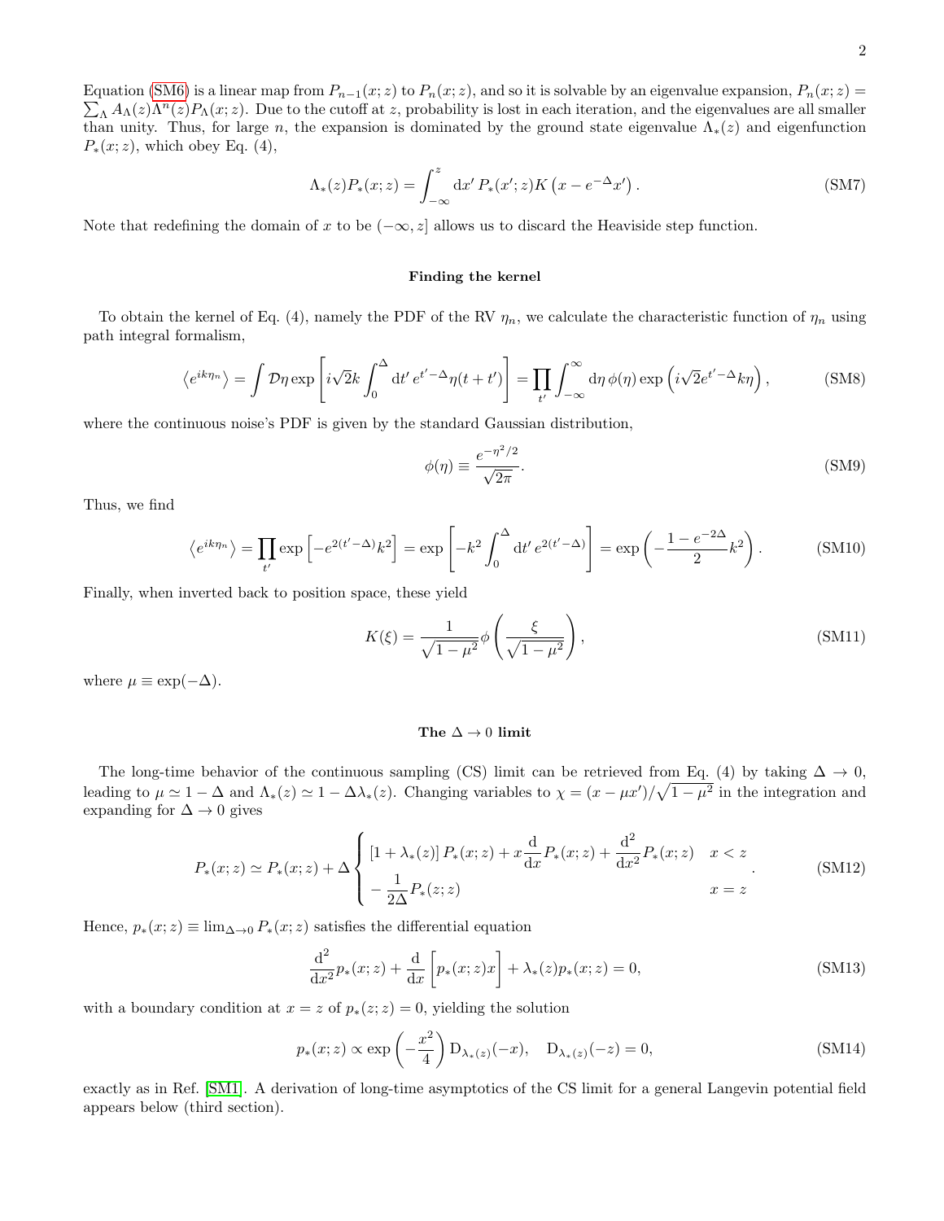Equation (SM6) is a linear map from $P_{n-1}(x;z)$ to $P_n(x;z)$, and so it is solvable by an eigenvalue expansion, $P_n(x;z) = \sum_\Lambda A_\Lambda(z)\Lambda^n(z)P_\Lambda(x;z)$. Due to the cutoff at $z$, probability is lost in each iteration, and the eigenvalues are all smaller than unity. Thus, for large $n$, the expansion is dominated by the ground state eigenvalue $\Lambda_*(z)$ and eigenfunction $P_*(x;z)$, which obey Eq. (4),

$$\Lambda_*(z)P_*(x;z) = \int_{-\infty}^{z} \mathrm{d}x'\, P_*(x';z)K\left(x - e^{-\Delta}x'\right). \tag{SM7}$$

Note that redefining the domain of $x$ to be $(-\infty, z]$ allows us to discard the Heaviside step function.

### Finding the kernel

To obtain the kernel of Eq. (4), namely the PDF of the RV $\eta_n$, we calculate the characteristic function of $\eta_n$ using path integral formalism,

$$\left\langle e^{ik\eta_n}\right\rangle = \int \mathcal{D}\eta \exp\left[i\sqrt{2}k\int_0^\Delta \mathrm{d}t'\, e^{t'-\Delta}\eta(t+t')\right] = \prod_{t'}\int_{-\infty}^{\infty}\mathrm{d}\eta\,\phi(\eta)\exp\left(i\sqrt{2}e^{t'-\Delta}k\eta\right), \tag{SM8}$$

where the continuous noise's PDF is given by the standard Gaussian distribution,

$$\phi(\eta) \equiv \frac{e^{-\eta^2/2}}{\sqrt{2\pi}}. \tag{SM9}$$

Thus, we find

$$\left\langle e^{ik\eta_n}\right\rangle = \prod_{t'}\exp\left[-e^{2(t'-\Delta)}k^2\right] = \exp\left[-k^2\int_0^\Delta \mathrm{d}t'\, e^{2(t'-\Delta)}\right] = \exp\left(-\frac{1-e^{-2\Delta}}{2}k^2\right). \tag{SM10}$$

Finally, when inverted back to position space, these yield

$$K(\xi) = \frac{1}{\sqrt{1-\mu^2}}\phi\left(\frac{\xi}{\sqrt{1-\mu^2}}\right), \tag{SM11}$$

where $\mu \equiv \exp(-\Delta)$.

### The $\Delta \to 0$ limit

The long-time behavior of the continuous sampling (CS) limit can be retrieved from Eq. (4) by taking $\Delta \to 0$, leading to $\mu \simeq 1-\Delta$ and $\Lambda_*(z) \simeq 1 - \Delta\lambda_*(z)$. Changing variables to $\chi = (x-\mu x')/\sqrt{1-\mu^2}$ in the integration and expanding for $\Delta \to 0$ gives

$$P_*(x;z) \simeq P_*(x;z) + \Delta\begin{cases}\left[1+\lambda_*(z)\right]P_*(x;z) + x\dfrac{\mathrm{d}}{\mathrm{d}x}P_*(x;z) + \dfrac{\mathrm{d}^2}{\mathrm{d}x^2}P_*(x;z) & x<z\\[2mm] -\dfrac{1}{2\Delta}P_*(z;z) & x=z\end{cases}. \tag{SM12}$$

Hence, $p_*(x;z) \equiv \lim_{\Delta\to 0}P_*(x;z)$ satisfies the differential equation

$$\frac{\mathrm{d}^2}{\mathrm{d}x^2}p_*(x;z) + \frac{\mathrm{d}}{\mathrm{d}x}\left[p_*(x;z)x\right] + \lambda_*(z)p_*(x;z) = 0, \tag{SM13}$$

with a boundary condition at $x=z$ of $p_*(z;z)=0$, yielding the solution

$$p_*(x;z) \propto \exp\left(-\frac{x^2}{4}\right)\mathrm{D}_{\lambda_*(z)}(-x), \quad \mathrm{D}_{\lambda_*(z)}(-z) = 0, \tag{SM14}$$

exactly as in Ref. [SM1]. A derivation of long-time asymptotics of the CS limit for a general Langevin potential field appears below (third section).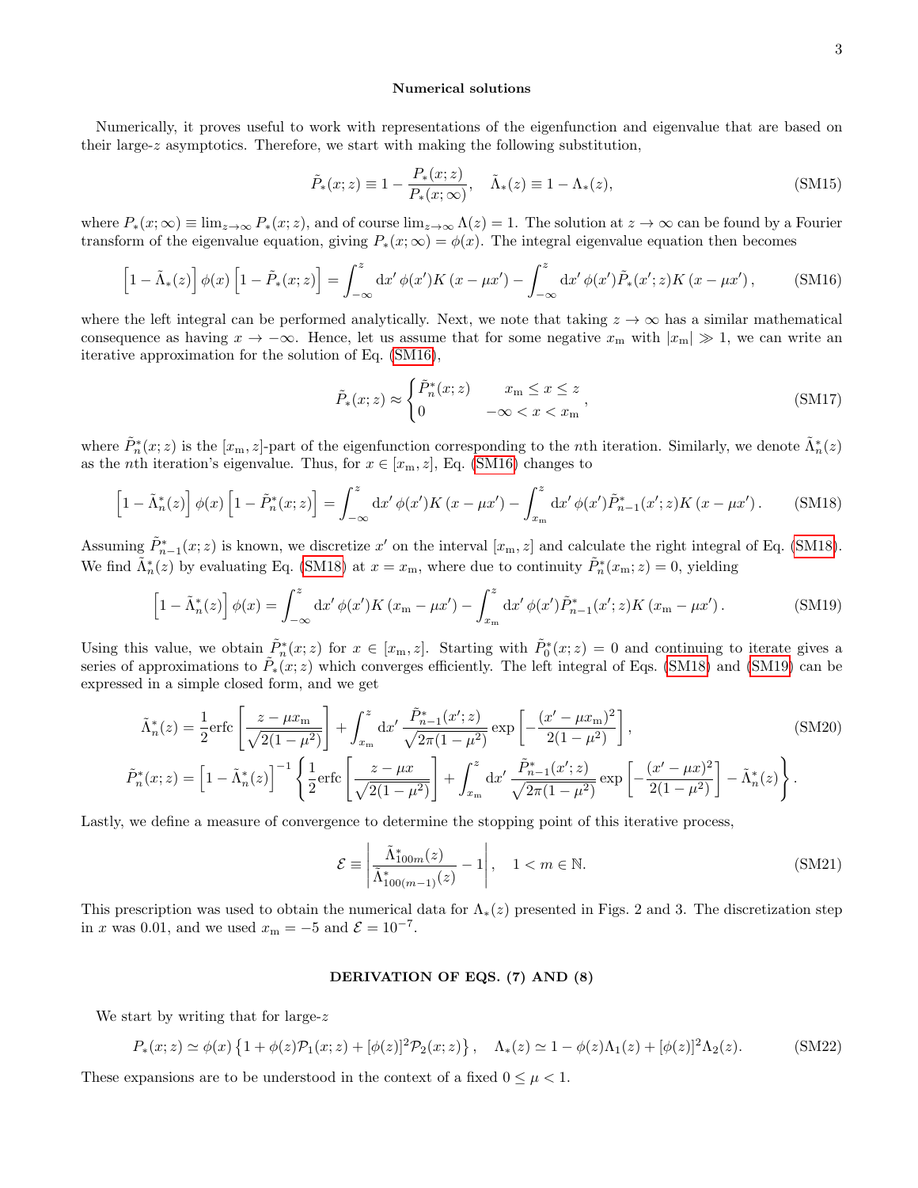### Numerical solutions

Numerically, it proves useful to work with representations of the eigenfunction and eigenvalue that are based on their large-$z$ asymptotics. Therefore, we start with making the following substitution,

$$\tilde{P}_*(x;z) \equiv 1 - \frac{P_*(x;z)}{P_*(x;\infty)}, \quad \tilde{\Lambda}_*(z) \equiv 1 - \Lambda_*(z), \tag{SM15}$$

where $P_*(x;\infty) \equiv \lim_{z\to\infty} P_*(x;z)$, and of course $\lim_{z\to\infty}\Lambda(z) = 1$. The solution at $z \to \infty$ can be found by a Fourier transform of the eigenvalue equation, giving $P_*(x;\infty) = \phi(x)$. The integral eigenvalue equation then becomes

$$\left[1 - \tilde{\Lambda}_*(z)\right]\phi(x)\left[1 - \tilde{P}_*(x;z)\right] = \int_{-\infty}^{z} \mathrm{d}x'\, \phi(x') K\left(x - \mu x'\right) - \int_{-\infty}^{z} \mathrm{d}x'\, \phi(x')\tilde{P}_*(x';z) K\left(x - \mu x'\right), \tag{SM16}$$

where the left integral can be performed analytically. Next, we note that taking $z \to \infty$ has a similar mathematical consequence as having $x \to -\infty$. Hence, let us assume that for some negative $x_{\mathrm{m}}$ with $|x_{\mathrm{m}}| \gg 1$, we can write an iterative approximation for the solution of Eq. (SM16),

$$\tilde{P}_*(x;z) \approx \begin{cases} \tilde{P}_n^*(x;z) & x_{\mathrm{m}} \le x \le z \\ 0 & -\infty < x < x_{\mathrm{m}} \end{cases}, \tag{SM17}$$

where $\tilde{P}_n^*(x;z)$ is the $[x_{\mathrm{m}}, z]$-part of the eigenfunction corresponding to the $n$th iteration. Similarly, we denote $\tilde{\Lambda}_n^*(z)$ as the $n$th iteration's eigenvalue. Thus, for $x \in [x_{\mathrm{m}}, z]$, Eq. (SM16) changes to

$$\left[1 - \tilde{\Lambda}_n^*(z)\right]\phi(x)\left[1 - \tilde{P}_n^*(x;z)\right] = \int_{-\infty}^{z} \mathrm{d}x'\, \phi(x') K\left(x - \mu x'\right) - \int_{x_{\mathrm{m}}}^{z} \mathrm{d}x'\, \phi(x')\tilde{P}_{n-1}^*(x';z) K\left(x - \mu x'\right). \tag{SM18}$$

Assuming $\tilde{P}_{n-1}^*(x;z)$ is known, we discretize $x'$ on the interval $[x_{\mathrm{m}}, z]$ and calculate the right integral of Eq. (SM18). We find $\tilde{\Lambda}_n^*(z)$ by evaluating Eq. (SM18) at $x = x_{\mathrm{m}}$, where due to continuity $\tilde{P}_n^*(x_{\mathrm{m}};z) = 0$, yielding

$$\left[1 - \tilde{\Lambda}_n^*(z)\right]\phi(x) = \int_{-\infty}^{z} \mathrm{d}x'\, \phi(x') K\left(x_{\mathrm{m}} - \mu x'\right) - \int_{x_{\mathrm{m}}}^{z} \mathrm{d}x'\, \phi(x')\tilde{P}_{n-1}^*(x';z) K\left(x_{\mathrm{m}} - \mu x'\right). \tag{SM19}$$

Using this value, we obtain $\tilde{P}_n^*(x;z)$ for $x \in [x_{\mathrm{m}}, z]$. Starting with $\tilde{P}_0^*(x;z) = 0$ and continuing to iterate gives a series of approximations to $\tilde{P}_*(x;z)$ which converges efficiently. The left integral of Eqs. (SM18) and (SM19) can be expressed in a simple closed form, and we get

$$\begin{aligned}
\tilde{\Lambda}_n^*(z) &= \frac{1}{2}\mathrm{erfc}\left[\frac{z - \mu x_{\mathrm{m}}}{\sqrt{2(1-\mu^2)}}\right] + \int_{x_{\mathrm{m}}}^{z} \mathrm{d}x'\, \frac{\tilde{P}_{n-1}^*(x';z)}{\sqrt{2\pi(1-\mu^2)}} \exp\left[-\frac{(x' - \mu x_{\mathrm{m}})^2}{2(1-\mu^2)}\right], \\
\tilde{P}_n^*(x;z) &= \left[1 - \tilde{\Lambda}_n^*(z)\right]^{-1}\left\{\frac{1}{2}\mathrm{erfc}\left[\frac{z - \mu x}{\sqrt{2(1-\mu^2)}}\right] + \int_{x_{\mathrm{m}}}^{z} \mathrm{d}x'\, \frac{\tilde{P}_{n-1}^*(x';z)}{\sqrt{2\pi(1-\mu^2)}} \exp\left[-\frac{(x' - \mu x)^2}{2(1-\mu^2)}\right] - \tilde{\Lambda}_n^*(z)\right\}.
\end{aligned} \tag{SM20}$$

Lastly, we define a measure of convergence to determine the stopping point of this iterative process,

$$\mathcal{E} \equiv \left|\frac{\tilde{\Lambda}_{100m}^*(z)}{\tilde{\Lambda}_{100(m-1)}^*(z)} - 1\right|, \quad 1 < m \in \mathbb{N}. \tag{SM21}$$

This prescription was used to obtain the numerical data for $\Lambda_*(z)$ presented in Figs. 2 and 3. The discretization step in $x$ was 0.01, and we used $x_{\mathrm{m}} = -5$ and $\mathcal{E} = 10^{-7}$.

## DERIVATION OF EQS. (7) AND (8)

We start by writing that for large-$z$

$$P_*(x;z) \simeq \phi(x)\left\{1 + \phi(z)\mathcal{P}_1(x;z) + [\phi(z)]^2\mathcal{P}_2(x;z)\right\}, \quad \Lambda_*(z) \simeq 1 - \phi(z)\Lambda_1(z) + [\phi(z)]^2\Lambda_2(z). \tag{SM22}$$

These expansions are to be understood in the context of a fixed $0 \le \mu < 1$.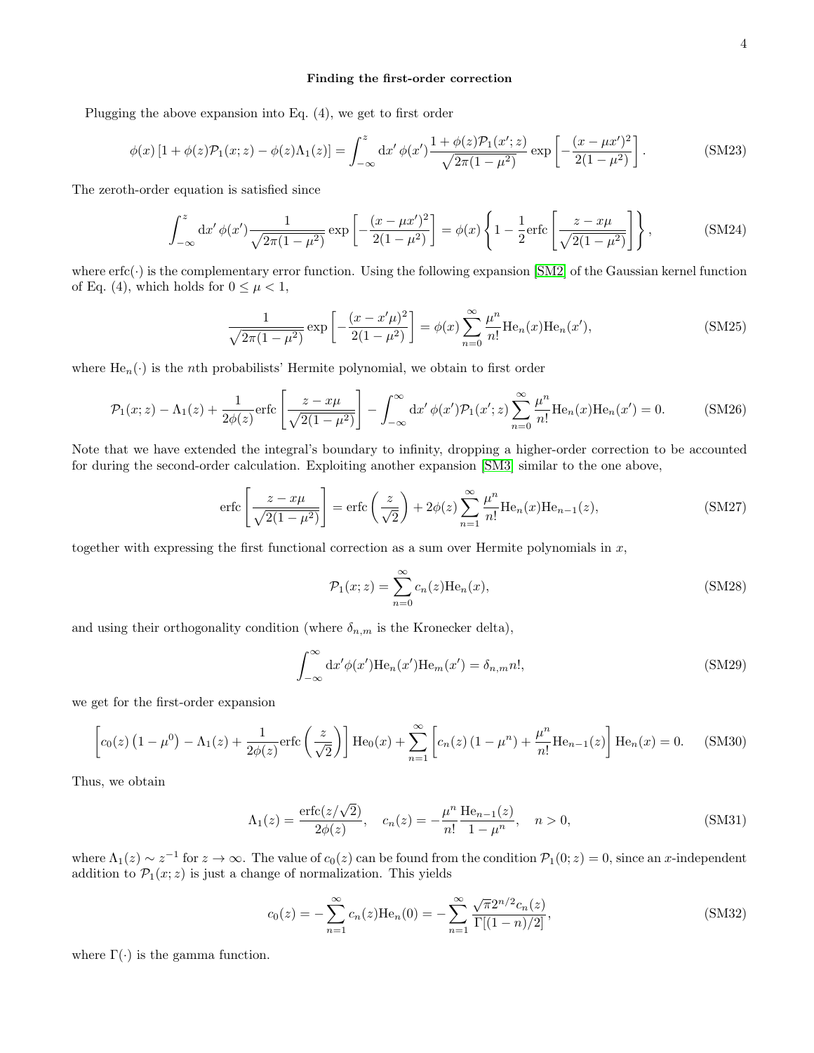**Finding the first-order correction**

Plugging the above expansion into Eq. (4), we get to first order

$$\phi(x)\left[1+\phi(z)\mathcal{P}_1(x;z)-\phi(z)\Lambda_1(z)\right]=\int_{-\infty}^{z}\mathrm{d}x'\,\phi(x')\frac{1+\phi(z)\mathcal{P}_1(x';z)}{\sqrt{2\pi(1-\mu^2)}}\exp\left[-\frac{(x-\mu x')^2}{2(1-\mu^2)}\right]. \tag{SM23}$$

The zeroth-order equation is satisfied since

$$\int_{-\infty}^{z}\mathrm{d}x'\,\phi(x')\frac{1}{\sqrt{2\pi(1-\mu^2)}}\exp\left[-\frac{(x-\mu x')^2}{2(1-\mu^2)}\right]=\phi(x)\left\{1-\frac{1}{2}\mathrm{erfc}\left[\frac{z-x\mu}{\sqrt{2(1-\mu^2)}}\right]\right\}, \tag{SM24}$$

where $\mathrm{erfc}(\cdot)$ is the complementary error function. Using the following expansion [SM2] of the Gaussian kernel function of Eq. (4), which holds for $0\le\mu<1$,

$$\frac{1}{\sqrt{2\pi(1-\mu^2)}}\exp\left[-\frac{(x-x'\mu)^2}{2(1-\mu^2)}\right]=\phi(x)\sum_{n=0}^{\infty}\frac{\mu^n}{n!}\mathrm{He}_n(x)\mathrm{He}_n(x'), \tag{SM25}$$

where $\mathrm{He}_n(\cdot)$ is the $n$th probabilists' Hermite polynomial, we obtain to first order

$$\mathcal{P}_1(x;z)-\Lambda_1(z)+\frac{1}{2\phi(z)}\mathrm{erfc}\left[\frac{z-x\mu}{\sqrt{2(1-\mu^2)}}\right]-\int_{-\infty}^{\infty}\mathrm{d}x'\,\phi(x')\mathcal{P}_1(x';z)\sum_{n=0}^{\infty}\frac{\mu^n}{n!}\mathrm{He}_n(x)\mathrm{He}_n(x')=0. \tag{SM26}$$

Note that we have extended the integral's boundary to infinity, dropping a higher-order correction to be accounted for during the second-order calculation. Exploiting another expansion [SM3] similar to the one above,

$$\mathrm{erfc}\left[\frac{z-x\mu}{\sqrt{2(1-\mu^2)}}\right]=\mathrm{erfc}\left(\frac{z}{\sqrt{2}}\right)+2\phi(z)\sum_{n=1}^{\infty}\frac{\mu^n}{n!}\mathrm{He}_n(x)\mathrm{He}_{n-1}(z), \tag{SM27}$$

together with expressing the first functional correction as a sum over Hermite polynomials in $x$,

$$\mathcal{P}_1(x;z)=\sum_{n=0}^{\infty}c_n(z)\mathrm{He}_n(x), \tag{SM28}$$

and using their orthogonality condition (where $\delta_{n,m}$ is the Kronecker delta),

$$\int_{-\infty}^{\infty}\mathrm{d}x'\phi(x')\mathrm{He}_n(x')\mathrm{He}_m(x')=\delta_{n,m}n!, \tag{SM29}$$

we get for the first-order expansion

$$\left[c_0(z)\left(1-\mu^0\right)-\Lambda_1(z)+\frac{1}{2\phi(z)}\mathrm{erfc}\left(\frac{z}{\sqrt{2}}\right)\right]\mathrm{He}_0(x)+\sum_{n=1}^{\infty}\left[c_n(z)\left(1-\mu^n\right)+\frac{\mu^n}{n!}\mathrm{He}_{n-1}(z)\right]\mathrm{He}_n(x)=0. \tag{SM30}$$

Thus, we obtain

$$\Lambda_1(z)=\frac{\mathrm{erfc}(z/\sqrt{2})}{2\phi(z)},\quad c_n(z)=-\frac{\mu^n}{n!}\frac{\mathrm{He}_{n-1}(z)}{1-\mu^n},\quad n>0, \tag{SM31}$$

where $\Lambda_1(z)\sim z^{-1}$ for $z\to\infty$. The value of $c_0(z)$ can be found from the condition $\mathcal{P}_1(0;z)=0$, since an $x$-independent addition to $\mathcal{P}_1(x;z)$ is just a change of normalization. This yields

$$c_0(z)=-\sum_{n=1}^{\infty}c_n(z)\mathrm{He}_n(0)=-\sum_{n=1}^{\infty}\frac{\sqrt{\pi}2^{n/2}c_n(z)}{\Gamma[(1-n)/2]}, \tag{SM32}$$

where $\Gamma(\cdot)$ is the gamma function.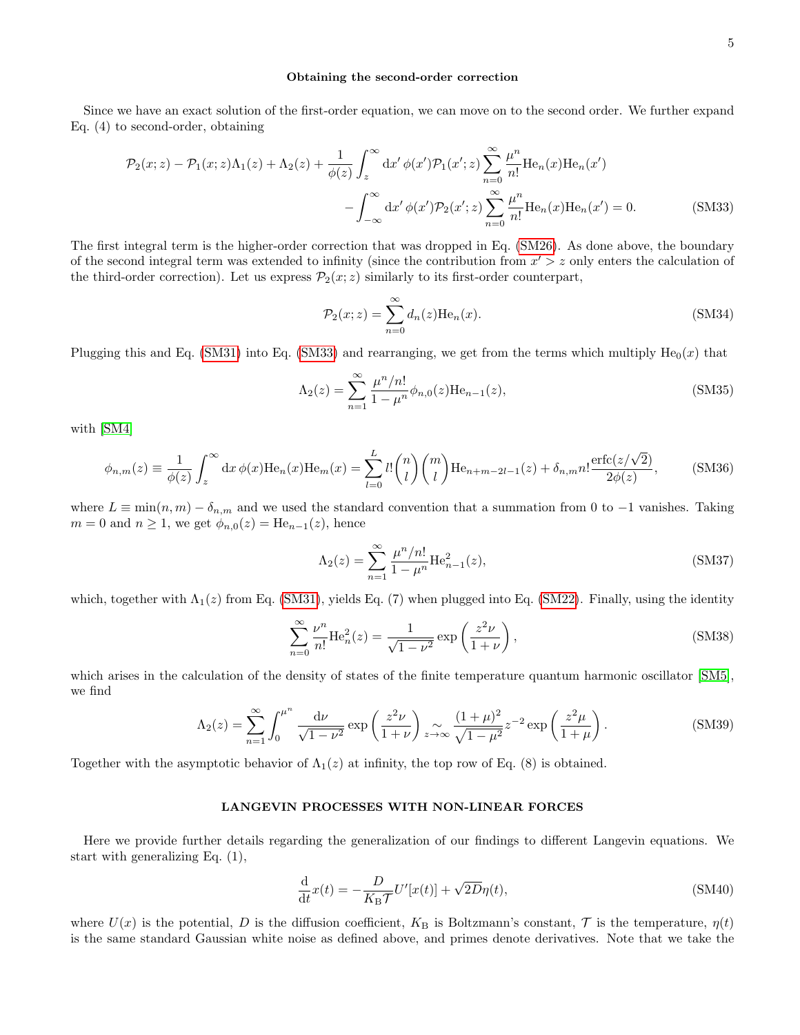### Obtaining the second-order correction

Since we have an exact solution of the first-order equation, we can move on to the second order. We further expand Eq. (4) to second-order, obtaining

$$\mathcal{P}_2(x;z) - \mathcal{P}_1(x;z)\Lambda_1(z) + \Lambda_2(z) + \frac{1}{\phi(z)}\int_z^\infty \mathrm{d}x'\,\phi(x')\mathcal{P}_1(x';z)\sum_{n=0}^\infty \frac{\mu^n}{n!}\mathrm{He}_n(x)\mathrm{He}_n(x') \\ - \int_{-\infty}^\infty \mathrm{d}x'\,\phi(x')\mathcal{P}_2(x';z)\sum_{n=0}^\infty \frac{\mu^n}{n!}\mathrm{He}_n(x)\mathrm{He}_n(x') = 0. \tag{SM33}$$

The first integral term is the higher-order correction that was dropped in Eq. (SM26). As done above, the boundary of the second integral term was extended to infinity (since the contribution from $x' > z$ only enters the calculation of the third-order correction). Let us express $\mathcal{P}_2(x;z)$ similarly to its first-order counterpart,

$$\mathcal{P}_2(x;z) = \sum_{n=0}^\infty d_n(z)\mathrm{He}_n(x). \tag{SM34}$$

Plugging this and Eq. (SM31) into Eq. (SM33) and rearranging, we get from the terms which multiply $\mathrm{He}_0(x)$ that

$$\Lambda_2(z) = \sum_{n=1}^\infty \frac{\mu^n/n!}{1-\mu^n}\phi_{n,0}(z)\mathrm{He}_{n-1}(z), \tag{SM35}$$

with [SM4]

$$\phi_{n,m}(z) \equiv \frac{1}{\phi(z)}\int_z^\infty \mathrm{d}x\,\phi(x)\mathrm{He}_n(x)\mathrm{He}_m(x) = \sum_{l=0}^{L} l!\binom{n}{l}\binom{m}{l}\mathrm{He}_{n+m-2l-1}(z) + \delta_{n,m}n!\frac{\mathrm{erfc}(z/\sqrt{2})}{2\phi(z)}, \tag{SM36}$$

where $L \equiv \min(n,m) - \delta_{n,m}$ and we used the standard convention that a summation from 0 to $-1$ vanishes. Taking $m = 0$ and $n \geq 1$, we get $\phi_{n,0}(z) = \mathrm{He}_{n-1}(z)$, hence

$$\Lambda_2(z) = \sum_{n=1}^\infty \frac{\mu^n/n!}{1-\mu^n}\mathrm{He}_{n-1}^2(z), \tag{SM37}$$

which, together with $\Lambda_1(z)$ from Eq. (SM31), yields Eq. (7) when plugged into Eq. (SM22). Finally, using the identity

$$\sum_{n=0}^\infty \frac{\nu^n}{n!}\mathrm{He}_n^2(z) = \frac{1}{\sqrt{1-\nu^2}}\exp\left(\frac{z^2\nu}{1+\nu}\right), \tag{SM38}$$

which arises in the calculation of the density of states of the finite temperature quantum harmonic oscillator [SM5], we find

$$\Lambda_2(z) = \sum_{n=1}^\infty \int_0^{\mu^n} \frac{\mathrm{d}\nu}{\sqrt{1-\nu^2}}\exp\left(\frac{z^2\nu}{1+\nu}\right) \underset{z\to\infty}{\sim} \frac{(1+\mu)^2}{\sqrt{1-\mu^2}}z^{-2}\exp\left(\frac{z^2\mu}{1+\mu}\right). \tag{SM39}$$

Together with the asymptotic behavior of $\Lambda_1(z)$ at infinity, the top row of Eq. (8) is obtained.

## LANGEVIN PROCESSES WITH NON-LINEAR FORCES

Here we provide further details regarding the generalization of our findings to different Langevin equations. We start with generalizing Eq. (1),

$$\frac{\mathrm{d}}{\mathrm{d}t}x(t) = -\frac{D}{K_\mathrm{B}\mathcal{T}}U'[x(t)] + \sqrt{2D}\eta(t), \tag{SM40}$$

where $U(x)$ is the potential, $D$ is the diffusion coefficient, $K_\mathrm{B}$ is Boltzmann's constant, $\mathcal{T}$ is the temperature, $\eta(t)$ is the same standard Gaussian white noise as defined above, and primes denote derivatives. Note that we take the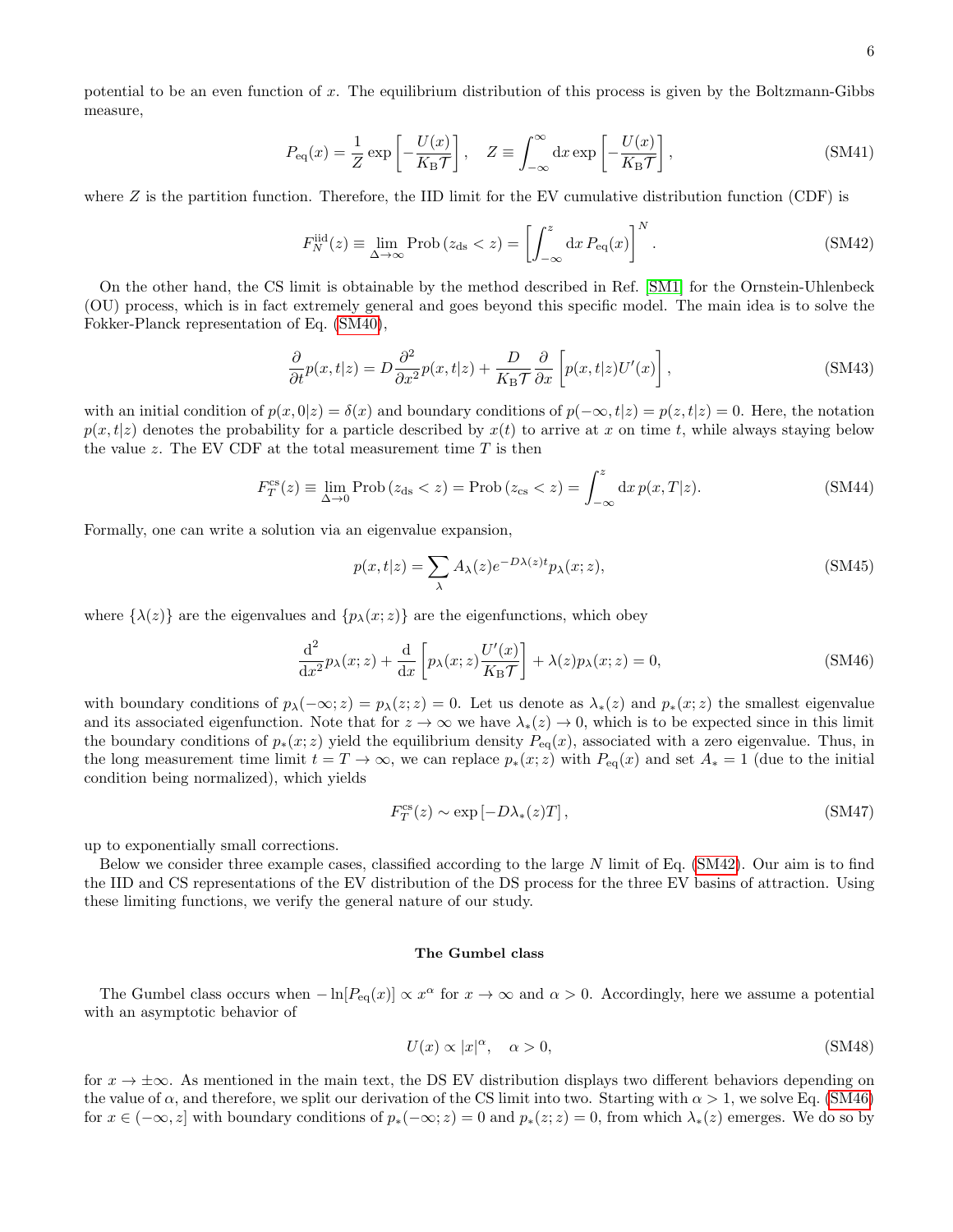potential to be an even function of $x$. The equilibrium distribution of this process is given by the Boltzmann-Gibbs measure,

$$P_{\rm eq}(x) = \frac{1}{Z}\exp\left[-\frac{U(x)}{K_{\rm B}\mathcal{T}}\right], \quad Z \equiv \int_{-\infty}^{\infty} {\rm d}x \exp\left[-\frac{U(x)}{K_{\rm B}\mathcal{T}}\right], \tag{SM41}$$

where $Z$ is the partition function. Therefore, the IID limit for the EV cumulative distribution function (CDF) is

$$F_N^{\rm iid}(z) \equiv \lim_{\Delta\to\infty} {\rm Prob}\left(z_{\rm ds} < z\right) = \left[\int_{-\infty}^{z} {\rm d}x\, P_{\rm eq}(x)\right]^N. \tag{SM42}$$

On the other hand, the CS limit is obtainable by the method described in Ref. [SM1] for the Ornstein-Uhlenbeck (OU) process, which is in fact extremely general and goes beyond this specific model. The main idea is to solve the Fokker-Planck representation of Eq. (SM40),

$$\frac{\partial}{\partial t}p(x,t|z) = D\frac{\partial^2}{\partial x^2}p(x,t|z) + \frac{D}{K_{\rm B}\mathcal{T}}\frac{\partial}{\partial x}\left[p(x,t|z)U'(x)\right], \tag{SM43}$$

with an initial condition of $p(x,0|z) = \delta(x)$ and boundary conditions of $p(-\infty,t|z) = p(z,t|z) = 0$. Here, the notation $p(x,t|z)$ denotes the probability for a particle described by $x(t)$ to arrive at $x$ on time $t$, while always staying below the value $z$. The EV CDF at the total measurement time $T$ is then

$$F_T^{\rm cs}(z) \equiv \lim_{\Delta\to 0} {\rm Prob}\left(z_{\rm ds} < z\right) = {\rm Prob}\left(z_{\rm cs} < z\right) = \int_{-\infty}^{z} {\rm d}x\, p(x,T|z). \tag{SM44}$$

Formally, one can write a solution via an eigenvalue expansion,

$$p(x,t|z) = \sum_{\lambda} A_{\lambda}(z) e^{-D\lambda(z)t} p_{\lambda}(x;z), \tag{SM45}$$

where $\{\lambda(z)\}$ are the eigenvalues and $\{p_{\lambda}(x;z)\}$ are the eigenfunctions, which obey

$$\frac{{\rm d}^2}{{\rm d}x^2}p_{\lambda}(x;z) + \frac{\rm d}{{\rm d}x}\left[p_{\lambda}(x;z)\frac{U'(x)}{K_{\rm B}\mathcal{T}}\right] + \lambda(z)p_{\lambda}(x;z) = 0, \tag{SM46}$$

with boundary conditions of $p_{\lambda}(-\infty;z) = p_{\lambda}(z;z) = 0$. Let us denote as $\lambda_*(z)$ and $p_*(x;z)$ the smallest eigenvalue and its associated eigenfunction. Note that for $z\to\infty$ we have $\lambda_*(z)\to 0$, which is to be expected since in this limit the boundary conditions of $p_*(x;z)$ yield the equilibrium density $P_{\rm eq}(x)$, associated with a zero eigenvalue. Thus, in the long measurement time limit $t = T \to \infty$, we can replace $p_*(x;z)$ with $P_{\rm eq}(x)$ and set $A_* = 1$ (due to the initial condition being normalized), which yields

$$F_T^{\rm cs}(z) \sim \exp\left[-D\lambda_*(z)T\right], \tag{SM47}$$

up to exponentially small corrections.

Below we consider three example cases, classified according to the large $N$ limit of Eq. (SM42). Our aim is to find the IID and CS representations of the EV distribution of the DS process for the three EV basins of attraction. Using these limiting functions, we verify the general nature of our study.

### The Gumbel class

The Gumbel class occurs when $-\ln[P_{\rm eq}(x)] \propto x^{\alpha}$ for $x\to\infty$ and $\alpha > 0$. Accordingly, here we assume a potential with an asymptotic behavior of

$$U(x) \propto |x|^{\alpha}, \quad \alpha > 0, \tag{SM48}$$

for $x\to\pm\infty$. As mentioned in the main text, the DS EV distribution displays two different behaviors depending on the value of $\alpha$, and therefore, we split our derivation of the CS limit into two. Starting with $\alpha > 1$, we solve Eq. (SM46) for $x\in(-\infty,z]$ with boundary conditions of $p_*(-\infty;z) = 0$ and $p_*(z;z) = 0$, from which $\lambda_*(z)$ emerges. We do so by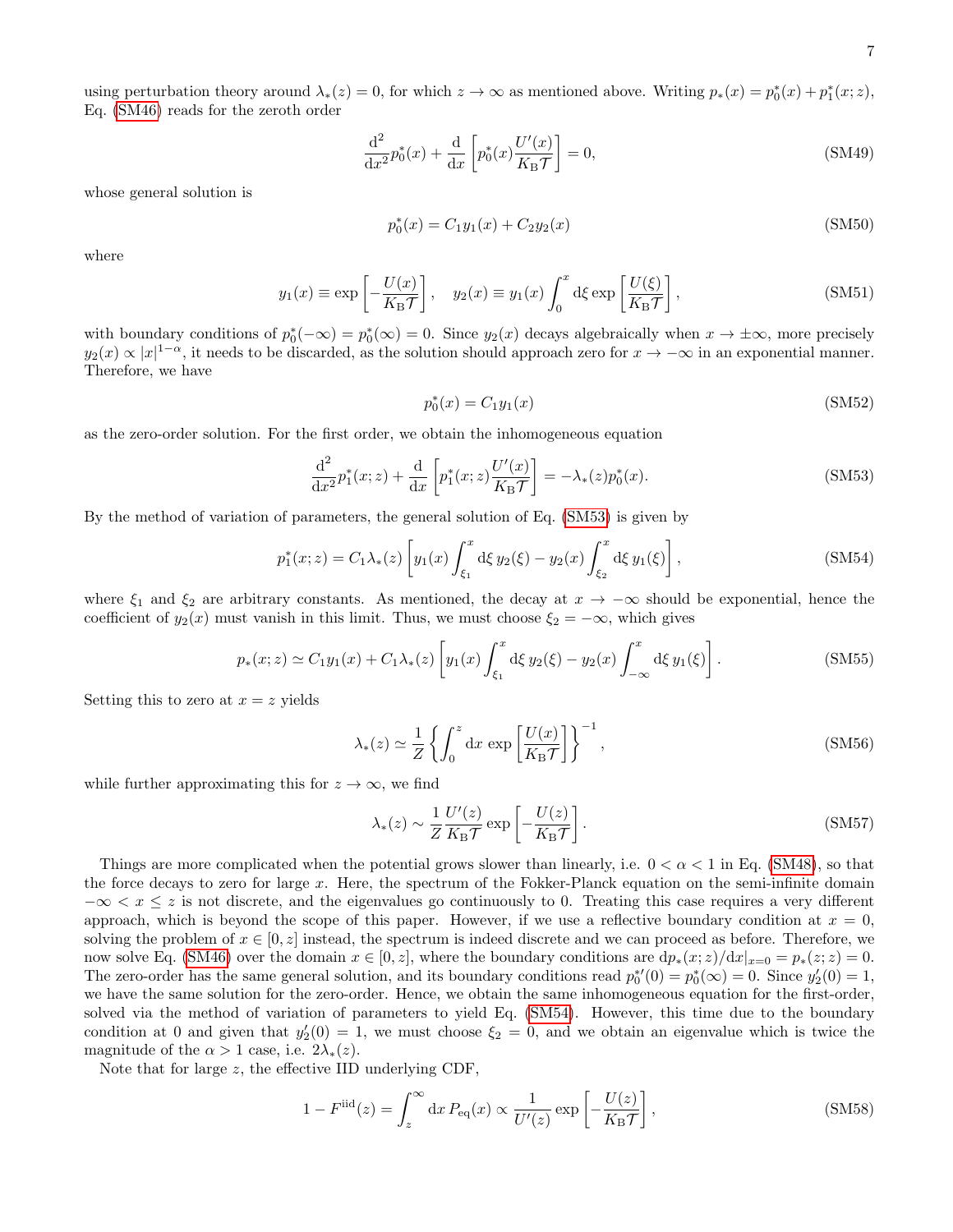using perturbation theory around $\lambda_*(z) = 0$, for which $z \to \infty$ as mentioned above. Writing $p_*(x) = p_0^*(x) + p_1^*(x;z)$, Eq. (SM46) reads for the zeroth order

$$\frac{\mathrm{d}^2}{\mathrm{d}x^2} p_0^*(x) + \frac{\mathrm{d}}{\mathrm{d}x}\left[p_0^*(x)\frac{U'(x)}{K_\mathrm{B}\mathcal{T}}\right] = 0, \tag{SM49}$$

whose general solution is

$$p_0^*(x) = C_1 y_1(x) + C_2 y_2(x) \tag{SM50}$$

where

$$y_1(x) \equiv \exp\left[-\frac{U(x)}{K_\mathrm{B}\mathcal{T}}\right], \quad y_2(x) \equiv y_1(x)\int_0^x \mathrm{d}\xi \exp\left[\frac{U(\xi)}{K_\mathrm{B}\mathcal{T}}\right], \tag{SM51}$$

with boundary conditions of $p_0^*(-\infty) = p_0^*(\infty) = 0$. Since $y_2(x)$ decays algebraically when $x \to \pm\infty$, more precisely $y_2(x) \propto |x|^{1-\alpha}$, it needs to be discarded, as the solution should approach zero for $x \to -\infty$ in an exponential manner. Therefore, we have

$$p_0^*(x) = C_1 y_1(x) \tag{SM52}$$

as the zero-order solution. For the first order, we obtain the inhomogeneous equation

$$\frac{\mathrm{d}^2}{\mathrm{d}x^2} p_1^*(x;z) + \frac{\mathrm{d}}{\mathrm{d}x}\left[p_1^*(x;z)\frac{U'(x)}{K_\mathrm{B}\mathcal{T}}\right] = -\lambda_*(z) p_0^*(x). \tag{SM53}$$

By the method of variation of parameters, the general solution of Eq. (SM53) is given by

$$p_1^*(x;z) = C_1\lambda_*(z)\left[y_1(x)\int_{\xi_1}^x \mathrm{d}\xi\, y_2(\xi) - y_2(x)\int_{\xi_2}^x \mathrm{d}\xi\, y_1(\xi)\right], \tag{SM54}$$

where $\xi_1$ and $\xi_2$ are arbitrary constants. As mentioned, the decay at $x \to -\infty$ should be exponential, hence the coefficient of $y_2(x)$ must vanish in this limit. Thus, we must choose $\xi_2 = -\infty$, which gives

$$p_*(x;z) \simeq C_1 y_1(x) + C_1\lambda_*(z)\left[y_1(x)\int_{\xi_1}^x \mathrm{d}\xi\, y_2(\xi) - y_2(x)\int_{-\infty}^x \mathrm{d}\xi\, y_1(\xi)\right]. \tag{SM55}$$

Setting this to zero at $x = z$ yields

$$\lambda_*(z) \simeq \frac{1}{Z}\left\{\int_0^z \mathrm{d}x\, \exp\left[\frac{U(x)}{K_\mathrm{B}\mathcal{T}}\right]\right\}^{-1}, \tag{SM56}$$

while further approximating this for $z \to \infty$, we find

$$\lambda_*(z) \sim \frac{1}{Z}\frac{U'(z)}{K_\mathrm{B}\mathcal{T}}\exp\left[-\frac{U(z)}{K_\mathrm{B}\mathcal{T}}\right]. \tag{SM57}$$

Things are more complicated when the potential grows slower than linearly, i.e. $0 < \alpha < 1$ in Eq. (SM48), so that the force decays to zero for large $x$. Here, the spectrum of the Fokker-Planck equation on the semi-infinite domain $-\infty < x \leq z$ is not discrete, and the eigenvalues go continuously to 0. Treating this case requires a very different approach, which is beyond the scope of this paper. However, if we use a reflective boundary condition at $x = 0$, solving the problem of $x \in [0, z]$ instead, the spectrum is indeed discrete and we can proceed as before. Therefore, we now solve Eq. (SM46) over the domain $x \in [0, z]$, where the boundary conditions are $\mathrm{d}p_*(x;z)/\mathrm{d}x|_{x=0} = p_*(z;z) = 0$. The zero-order has the same general solution, and its boundary conditions read $p_0^{*\prime}(0) = p_0^*(\infty) = 0$. Since $y_2'(0) = 1$, we have the same solution for the zero-order. Hence, we obtain the same inhomogeneous equation for the first-order, solved via the method of variation of parameters to yield Eq. (SM54). However, this time due to the boundary condition at 0 and given that $y_2'(0) = 1$, we must choose $\xi_2 = 0$, and we obtain an eigenvalue which is twice the magnitude of the $\alpha > 1$ case, i.e. $2\lambda_*(z)$.

Note that for large $z$, the effective IID underlying CDF,

$$1 - F^{\mathrm{iid}}(z) = \int_z^\infty \mathrm{d}x\, P_{\mathrm{eq}}(x) \propto \frac{1}{U'(z)}\exp\left[-\frac{U(z)}{K_\mathrm{B}\mathcal{T}}\right], \tag{SM58}$$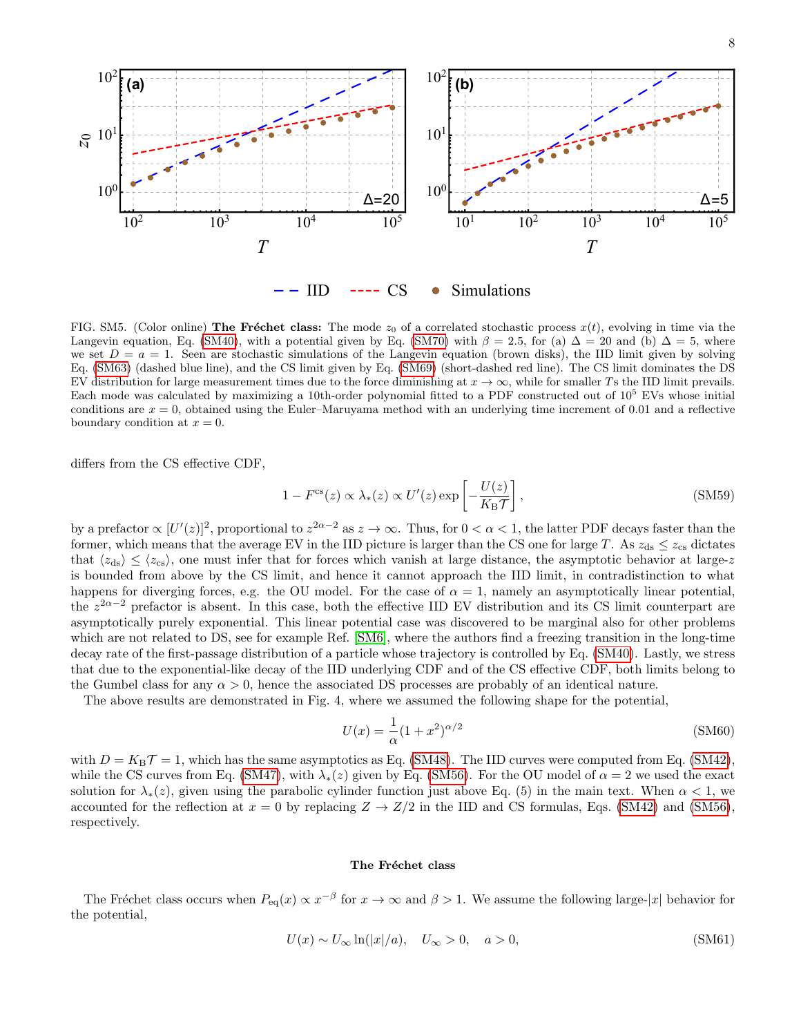FIG. SM5. (Color online) **The Fréchet class:** The mode $z_0$ of a correlated stochastic process $x(t)$, evolving in time via the Langevin equation, Eq. (SM40), with a potential given by Eq. (SM70) with $\beta = 2.5$, for (a) $\Delta = 20$ and (b) $\Delta = 5$, where we set $D = a = 1$. Seen are stochastic simulations of the Langevin equation (brown disks), the IID limit given by solving Eq. (SM63) (dashed blue line), and the CS limit given by Eq. (SM69) (short-dashed red line). The CS limit dominates the DS EV distribution for large measurement times due to the force diminishing at $x \to \infty$, while for smaller $T$s the IID limit prevails. Each mode was calculated by maximizing a 10th-order polynomial fitted to a PDF constructed out of $10^5$ EVs whose initial conditions are $x = 0$, obtained using the Euler–Maruyama method with an underlying time increment of 0.01 and a reflective boundary condition at $x = 0$.

differs from the CS effective CDF,

$$1 - F^{\rm cs}(z) \propto \lambda_*(z) \propto U'(z) \exp\left[-\frac{U(z)}{K_{\rm B}\mathcal{T}}\right], \tag{SM59}$$

by a prefactor $\propto [U'(z)]^2$, proportional to $z^{2\alpha-2}$ as $z \to \infty$. Thus, for $0 < \alpha < 1$, the latter PDF decays faster than the former, which means that the average EV in the IID picture is larger than the CS one for large $T$. As $z_{\rm ds} \le z_{\rm cs}$ dictates that $\langle z_{\rm ds}\rangle \le \langle z_{\rm cs}\rangle$, one must infer that for forces which vanish at large distance, the asymptotic behavior at large-$z$ is bounded from above by the CS limit, and hence it cannot approach the IID limit, in contradistinction to what happens for diverging forces, e.g. the OU model. For the case of $\alpha = 1$, namely an asymptotically linear potential, the $z^{2\alpha-2}$ prefactor is absent. In this case, both the effective IID EV distribution and its CS limit counterpart are asymptotically purely exponential. This linear potential case was discovered to be marginal also for other problems which are not related to DS, see for example Ref. [SM6], where the authors find a freezing transition in the long-time decay rate of the first-passage distribution of a particle whose trajectory is controlled by Eq. (SM40). Lastly, we stress that due to the exponential-like decay of the IID underlying CDF and of the CS effective CDF, both limits belong to the Gumbel class for any $\alpha > 0$, hence the associated DS processes are probably of an identical nature.

The above results are demonstrated in Fig. 4, where we assumed the following shape for the potential,

$$U(x) = \frac{1}{\alpha}(1 + x^2)^{\alpha/2} \tag{SM60}$$

with $D = K_{\rm B}\mathcal{T} = 1$, which has the same asymptotics as Eq. (SM48). The IID curves were computed from Eq. (SM42), while the CS curves from Eq. (SM47), with $\lambda_*(z)$ given by Eq. (SM56). For the OU model of $\alpha = 2$ we used the exact solution for $\lambda_*(z)$, given using the parabolic cylinder function just above Eq. (5) in the main text. When $\alpha < 1$, we accounted for the reflection at $x = 0$ by replacing $Z \to Z/2$ in the IID and CS formulas, Eqs. (SM42) and (SM56), respectively.

### The Fréchet class

The Fréchet class occurs when $P_{\rm eq}(x) \propto x^{-\beta}$ for $x \to \infty$ and $\beta > 1$. We assume the following large-$|x|$ behavior for the potential,

$$U(x) \sim U_\infty \ln(|x|/a), \quad U_\infty > 0, \quad a > 0, \tag{SM61}$$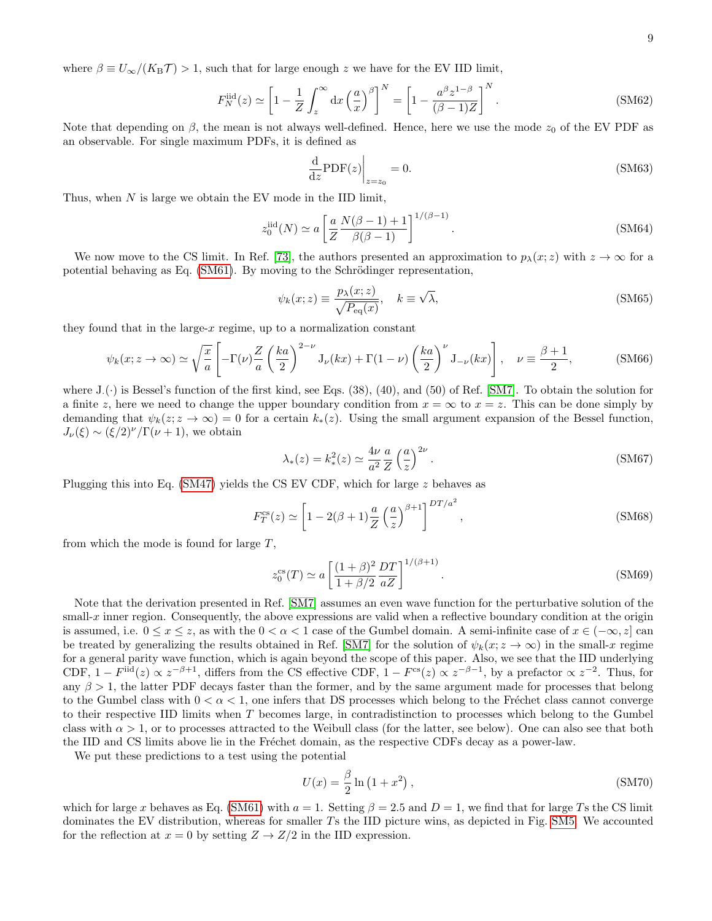where $\beta \equiv U_\infty/(K_B\mathcal{T}) > 1$, such that for large enough $z$ we have for the EV IID limit,

$$F_N^{\rm iid}(z) \simeq \left[1 - \frac{1}{Z}\int_z^\infty {\rm d}x \left(\frac{a}{x}\right)^\beta\right]^N = \left[1 - \frac{a^\beta z^{1-\beta}}{(\beta-1)Z}\right]^N. \tag{SM62}$$

Note that depending on $\beta$, the mean is not always well-defined. Hence, here we use the mode $z_0$ of the EV PDF as an observable. For single maximum PDFs, it is defined as

$$\left.\frac{\rm d}{{\rm d}z}{\rm PDF}(z)\right|_{z=z_0} = 0. \tag{SM63}$$

Thus, when $N$ is large we obtain the EV mode in the IID limit,

$$z_0^{\rm iid}(N) \simeq a\left[\frac{a}{Z}\frac{N(\beta-1)+1}{\beta(\beta-1)}\right]^{1/(\beta-1)}. \tag{SM64}$$

We now move to the CS limit. In Ref. [73], the authors presented an approximation to $p_\lambda(x;z)$ with $z\to\infty$ for a potential behaving as Eq. (SM61). By moving to the Schrödinger representation,

$$\psi_k(x;z) \equiv \frac{p_\lambda(x;z)}{\sqrt{P_{\rm eq}(x)}}, \quad k \equiv \sqrt{\lambda}, \tag{SM65}$$

they found that in the large-$x$ regime, up to a normalization constant

$$\psi_k(x;z\to\infty) \simeq \sqrt{\frac{x}{a}}\left[-\Gamma(\nu)\frac{Z}{a}\left(\frac{ka}{2}\right)^{2-\nu}{\rm J}_\nu(kx) + \Gamma(1-\nu)\left(\frac{ka}{2}\right)^\nu {\rm J}_{-\nu}(kx)\right], \quad \nu \equiv \frac{\beta+1}{2}, \tag{SM66}$$

where ${\rm J}.(\cdot)$ is Bessel's function of the first kind, see Eqs. (38), (40), and (50) of Ref. [SM7]. To obtain the solution for a finite $z$, here we need to change the upper boundary condition from $x=\infty$ to $x=z$. This can be done simply by demanding that $\psi_k(z;z\to\infty)=0$ for a certain $k_*(z)$. Using the small argument expansion of the Bessel function, $J_\nu(\xi)\sim(\xi/2)^\nu/\Gamma(\nu+1)$, we obtain

$$\lambda_*(z) = k_*^2(z) \simeq \frac{4\nu}{a^2}\frac{a}{Z}\left(\frac{a}{z}\right)^{2\nu}. \tag{SM67}$$

Plugging this into Eq. (SM47) yields the CS EV CDF, which for large $z$ behaves as

$$F_T^{\rm cs}(z) \simeq \left[1 - 2(\beta+1)\frac{a}{Z}\left(\frac{a}{z}\right)^{\beta+1}\right]^{DT/a^2}, \tag{SM68}$$

from which the mode is found for large $T$,

$$z_0^{\rm cs}(T) \simeq a\left[\frac{(1+\beta)^2}{1+\beta/2}\frac{DT}{aZ}\right]^{1/(\beta+1)}. \tag{SM69}$$

Note that the derivation presented in Ref. [SM7] assumes an even wave function for the perturbative solution of the small-$x$ inner region. Consequently, the above expressions are valid when a reflective boundary condition at the origin is assumed, i.e. $0\le x\le z$, as with the $0<\alpha<1$ case of the Gumbel domain. A semi-infinite case of $x\in(-\infty,z]$ can be treated by generalizing the results obtained in Ref. [SM7] for the solution of $\psi_k(x;z\to\infty)$ in the small-$x$ regime for a general parity wave function, which is again beyond the scope of this paper. Also, we see that the IID underlying CDF, $1-F^{\rm iid}(z)\propto z^{-\beta+1}$, differs from the CS effective CDF, $1-F^{\rm cs}(z)\propto z^{-\beta-1}$, by a prefactor $\propto z^{-2}$. Thus, for any $\beta>1$, the latter PDF decays faster than the former, and by the same argument made for processes that belong to the Gumbel class with $0<\alpha<1$, one infers that DS processes which belong to the Fréchet class cannot converge to their respective IID limits when $T$ becomes large, in contradistinction to processes which belong to the Gumbel class with $\alpha>1$, or to processes attracted to the Weibull class (for the latter, see below). One can also see that both the IID and CS limits above lie in the Fréchet domain, as the respective CDFs decay as a power-law.

We put these predictions to a test using the potential

$$U(x) = \frac{\beta}{2}\ln\left(1+x^2\right), \tag{SM70}$$

which for large $x$ behaves as Eq. (SM61) with $a=1$. Setting $\beta=2.5$ and $D=1$, we find that for large $T$s the CS limit dominates the EV distribution, whereas for smaller $T$s the IID picture wins, as depicted in Fig. SM5. We accounted for the reflection at $x=0$ by setting $Z\to Z/2$ in the IID expression.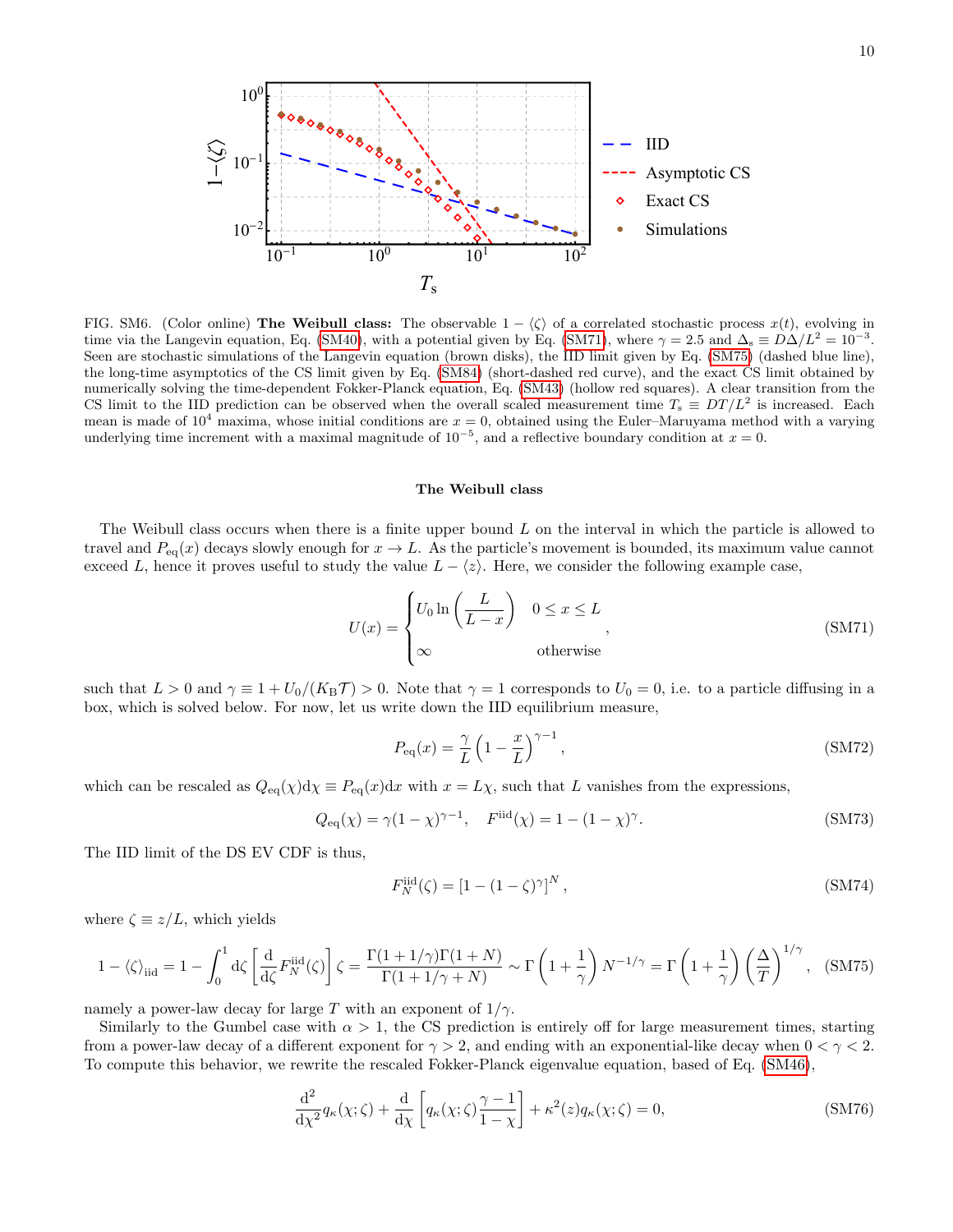FIG. SM6. (Color online) **The Weibull class:** The observable $1-\langle\zeta\rangle$ of a correlated stochastic process $x(t)$, evolving in time via the Langevin equation, Eq. (SM40), with a potential given by Eq. (SM71), where $\gamma = 2.5$ and $\Delta_s \equiv D\Delta/L^2 = 10^{-3}$. Seen are stochastic simulations of the Langevin equation (brown disks), the IID limit given by Eq. (SM75) (dashed blue line), the long-time asymptotics of the CS limit given by Eq. (SM84) (short-dashed red curve), and the exact CS limit obtained by numerically solving the time-dependent Fokker-Planck equation, Eq. (SM43) (hollow red squares). A clear transition from the CS limit to the IID prediction can be observed when the overall scaled measurement time $T_s \equiv DT/L^2$ is increased. Each mean is made of $10^4$ maxima, whose initial conditions are $x = 0$, obtained using the Euler–Maruyama method with a varying underlying time increment with a maximal magnitude of $10^{-5}$, and a reflective boundary condition at $x = 0$.

### The Weibull class

The Weibull class occurs when there is a finite upper bound $L$ on the interval in which the particle is allowed to travel and $P_{\rm eq}(x)$ decays slowly enough for $x \to L$. As the particle's movement is bounded, its maximum value cannot exceed $L$, hence it proves useful to study the value $L - \langle z\rangle$. Here, we consider the following example case,

$$U(x) = \begin{cases} U_0 \ln\left(\dfrac{L}{L-x}\right) & 0 \le x \le L \\ \infty & \text{otherwise} \end{cases}, \tag{SM71}$$

such that $L > 0$ and $\gamma \equiv 1 + U_0/(K_{\rm B}\mathcal{T}) > 0$. Note that $\gamma = 1$ corresponds to $U_0 = 0$, i.e. to a particle diffusing in a box, which is solved below. For now, let us write down the IID equilibrium measure,

$$P_{\rm eq}(x) = \frac{\gamma}{L}\left(1 - \frac{x}{L}\right)^{\gamma-1}, \tag{SM72}$$

which can be rescaled as $Q_{\rm eq}(\chi)\mathrm{d}\chi \equiv P_{\rm eq}(x)\mathrm{d}x$ with $x = L\chi$, such that $L$ vanishes from the expressions,

$$Q_{\rm eq}(\chi) = \gamma(1-\chi)^{\gamma-1}, \quad F^{\rm iid}(\chi) = 1 - (1-\chi)^{\gamma}. \tag{SM73}$$

The IID limit of the DS EV CDF is thus,

$$F_N^{\rm iid}(\zeta) = \left[1 - (1-\zeta)^{\gamma}\right]^N, \tag{SM74}$$

where $\zeta \equiv z/L$, which yields

$$1 - \langle\zeta\rangle_{\rm iid} = 1 - \int_0^1 \mathrm{d}\zeta \left[\frac{\mathrm{d}}{\mathrm{d}\zeta}F_N^{\rm iid}(\zeta)\right]\zeta = \frac{\Gamma(1+1/\gamma)\Gamma(1+N)}{\Gamma(1+1/\gamma+N)} \sim \Gamma\left(1+\frac{1}{\gamma}\right)N^{-1/\gamma} = \Gamma\left(1+\frac{1}{\gamma}\right)\left(\frac{\Delta}{T}\right)^{1/\gamma}, \tag{SM75}$$

namely a power-law decay for large $T$ with an exponent of $1/\gamma$.

Similarly to the Gumbel case with $\alpha > 1$, the CS prediction is entirely off for large measurement times, starting from a power-law decay of a different exponent for $\gamma > 2$, and ending with an exponential-like decay when $0 < \gamma < 2$. To compute this behavior, we rewrite the rescaled Fokker-Planck eigenvalue equation, based on Eq. (SM46),

$$\frac{\mathrm{d}^2}{\mathrm{d}\chi^2}q_\kappa(\chi;\zeta) + \frac{\mathrm{d}}{\mathrm{d}\chi}\left[q_\kappa(\chi;\zeta)\frac{\gamma-1}{1-\chi}\right] + \kappa^2(z)q_\kappa(\chi;\zeta) = 0, \tag{SM76}$$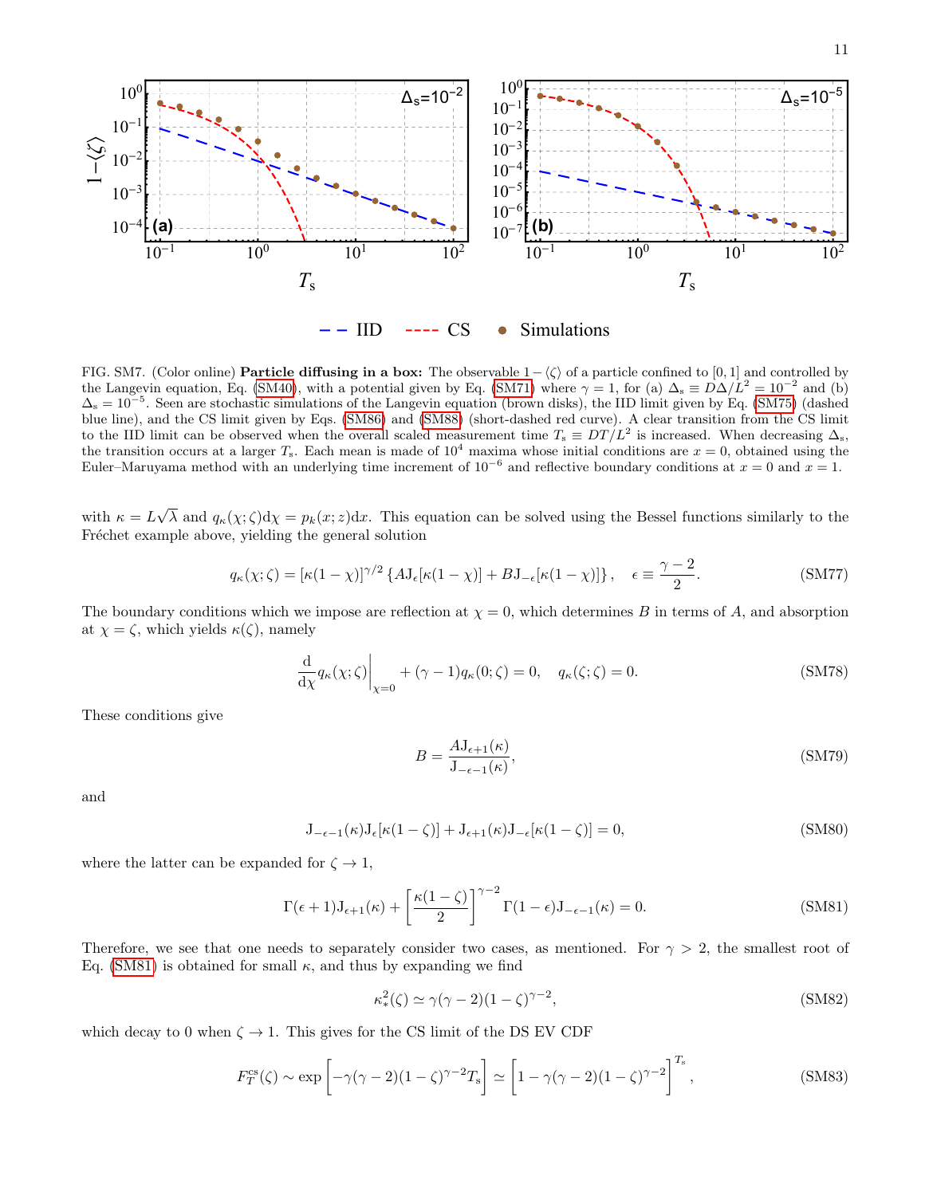FIG. SM7. (Color online) **Particle diffusing in a box:** The observable $1-\langle\zeta\rangle$ of a particle confined to $[0,1]$ and controlled by the Langevin equation, Eq. (SM40), with a potential given by Eq. (SM71) where $\gamma=1$, for (a) $\Delta_s \equiv D\Delta/L^2 = 10^{-2}$ and (b) $\Delta_s = 10^{-5}$. Seen are stochastic simulations of the Langevin equation (brown disks), the IID limit given by Eq. (SM75) (dashed blue line), and the CS limit given by Eqs. (SM86) and (SM88) (short-dashed red curve). A clear transition from the CS limit to the IID limit can be observed when the overall scaled measurement time $T_s \equiv DT/L^2$ is increased. When decreasing $\Delta_s$, the transition occurs at a larger $T_s$. Each mean is made of $10^4$ maxima whose initial conditions are $x=0$, obtained using the Euler–Maruyama method with an underlying time increment of $10^{-6}$ and reflective boundary conditions at $x=0$ and $x=1$.

with $\kappa = L\sqrt{\lambda}$ and $q_\kappa(\chi;\zeta)\mathrm{d}\chi = p_k(x;z)\mathrm{d}x$. This equation can be solved using the Bessel functions similarly to the Fréchet example above, yielding the general solution

$$q_\kappa(\chi;\zeta) = [\kappa(1-\chi)]^{\gamma/2}\left\{A\mathrm{J}_\epsilon[\kappa(1-\chi)] + B\mathrm{J}_{-\epsilon}[\kappa(1-\chi)]\right\}, \quad \epsilon \equiv \frac{\gamma-2}{2}. \tag{SM77}$$

The boundary conditions which we impose are reflection at $\chi=0$, which determines $B$ in terms of $A$, and absorption at $\chi=\zeta$, which yields $\kappa(\zeta)$, namely

$$\left.\frac{\mathrm{d}}{\mathrm{d}\chi}q_\kappa(\chi;\zeta)\right|_{\chi=0} + (\gamma-1)q_\kappa(0;\zeta) = 0, \quad q_\kappa(\zeta;\zeta) = 0. \tag{SM78}$$

These conditions give

$$B = \frac{A\mathrm{J}_{\epsilon+1}(\kappa)}{\mathrm{J}_{-\epsilon-1}(\kappa)}, \tag{SM79}$$

and

$$\mathrm{J}_{-\epsilon-1}(\kappa)\mathrm{J}_\epsilon[\kappa(1-\zeta)] + \mathrm{J}_{\epsilon+1}(\kappa)\mathrm{J}_{-\epsilon}[\kappa(1-\zeta)] = 0, \tag{SM80}$$

where the latter can be expanded for $\zeta \to 1$,

$$\Gamma(\epsilon+1)\mathrm{J}_{\epsilon+1}(\kappa) + \left[\frac{\kappa(1-\zeta)}{2}\right]^{\gamma-2}\Gamma(1-\epsilon)\mathrm{J}_{-\epsilon-1}(\kappa) = 0. \tag{SM81}$$

Therefore, we see that one needs to separately consider two cases, as mentioned. For $\gamma > 2$, the smallest root of Eq. (SM81) is obtained for small $\kappa$, and thus by expanding we find

$$\kappa_*^2(\zeta) \simeq \gamma(\gamma-2)(1-\zeta)^{\gamma-2}, \tag{SM82}$$

which decay to 0 when $\zeta \to 1$. This gives for the CS limit of the DS EV CDF

$$F_T^{\mathrm{cs}}(\zeta) \sim \exp\left[-\gamma(\gamma-2)(1-\zeta)^{\gamma-2}T_s\right] \simeq \left[1-\gamma(\gamma-2)(1-\zeta)^{\gamma-2}\right]^{T_s}, \tag{SM83}$$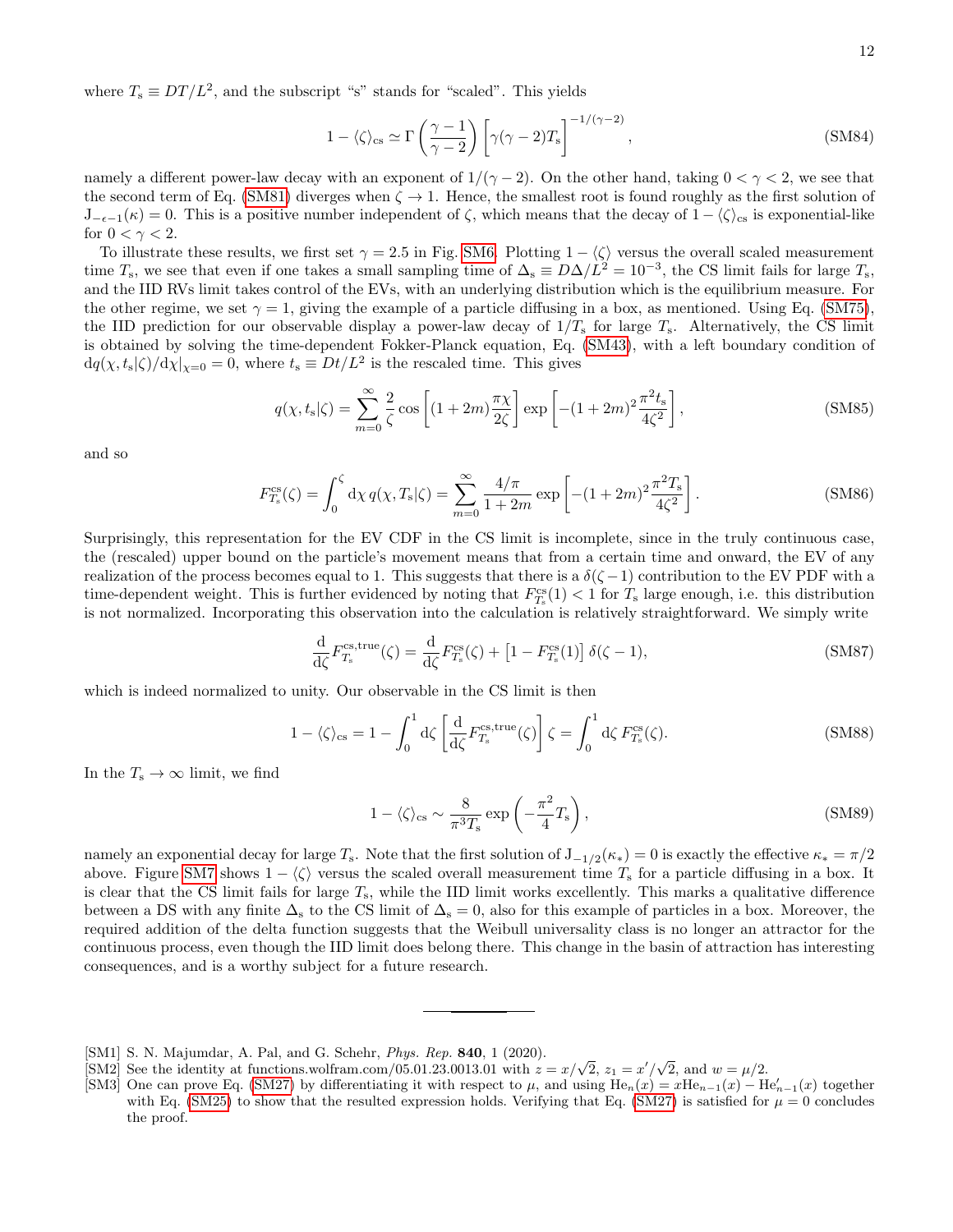where $T_{\rm s} \equiv DT/L^2$, and the subscript "s" stands for "scaled". This yields

$$1 - \langle\zeta\rangle_{\rm cs} \simeq \Gamma\left(\frac{\gamma-1}{\gamma-2}\right)\left[\gamma(\gamma-2)T_{\rm s}\right]^{-1/(\gamma-2)}, \tag{SM84}$$

namely a different power-law decay with an exponent of $1/(\gamma-2)$. On the other hand, taking $0<\gamma<2$, we see that the second term of Eq. (SM81) diverges when $\zeta \to 1$. Hence, the smallest root is found roughly as the first solution of $\mathrm{J}_{-\epsilon-1}(\kappa)=0$. This is a positive number independent of $\zeta$, which means that the decay of $1-\langle\zeta\rangle_{\rm cs}$ is exponential-like for $0<\gamma<2$.

To illustrate these results, we first set $\gamma = 2.5$ in Fig. SM6. Plotting $1-\langle\zeta\rangle$ versus the overall scaled measurement time $T_{\rm s}$, we see that even if one takes a small sampling time of $\Delta_{\rm s} \equiv D\Delta/L^2 = 10^{-3}$, the CS limit fails for large $T_{\rm s}$, and the IID RVs limit takes control of the EVs, with an underlying distribution which is the equilibrium measure. For the other regime, we set $\gamma = 1$, giving the example of a particle diffusing in a box, as mentioned. Using Eq. (SM75), the IID prediction for our observable display a power-law decay of $1/T_{\rm s}$ for large $T_{\rm s}$. Alternatively, the CS limit is obtained by solving the time-dependent Fokker-Planck equation, Eq. (SM43), with a left boundary condition of $\mathrm{d}q(\chi, t_{\rm s}|\zeta)/\mathrm{d}\chi|_{\chi=0}=0$, where $t_{\rm s}\equiv Dt/L^2$ is the rescaled time. This gives

$$q(\chi, t_{\rm s}|\zeta) = \sum_{m=0}^{\infty} \frac{2}{\zeta}\cos\left[(1+2m)\frac{\pi\chi}{2\zeta}\right]\exp\left[-(1+2m)^2\frac{\pi^2 t_{\rm s}}{4\zeta^2}\right], \tag{SM85}$$

and so

$$F^{\rm cs}_{T_{\rm s}}(\zeta) = \int_0^{\zeta}\mathrm{d}\chi\, q(\chi, T_{\rm s}|\zeta) = \sum_{m=0}^{\infty}\frac{4/\pi}{1+2m}\exp\left[-(1+2m)^2\frac{\pi^2 T_{\rm s}}{4\zeta^2}\right]. \tag{SM86}$$

Surprisingly, this representation for the EV CDF in the CS limit is incomplete, since in the truly continuous case, the (rescaled) upper bound on the particle's movement means that from a certain time and onward, the EV of any realization of the process becomes equal to 1. This suggests that there is a $\delta(\zeta-1)$ contribution to the EV PDF with a time-dependent weight. This is further evidenced by noting that $F^{\rm cs}_{T_{\rm s}}(1)<1$ for $T_{\rm s}$ large enough, i.e. this distribution is not normalized. Incorporating this observation into the calculation is relatively straightforward. We simply write

$$\frac{\mathrm{d}}{\mathrm{d}\zeta}F^{\rm cs, true}_{T_{\rm s}}(\zeta) = \frac{\mathrm{d}}{\mathrm{d}\zeta}F^{\rm cs}_{T_{\rm s}}(\zeta) + \left[1 - F^{\rm cs}_{T_{\rm s}}(1)\right]\delta(\zeta-1), \tag{SM87}$$

which is indeed normalized to unity. Our observable in the CS limit is then

$$1-\langle\zeta\rangle_{\rm cs} = 1 - \int_0^1 \mathrm{d}\zeta\left[\frac{\mathrm{d}}{\mathrm{d}\zeta}F^{\rm cs, true}_{T_{\rm s}}(\zeta)\right]\zeta = \int_0^1\mathrm{d}\zeta\, F^{\rm cs}_{T_{\rm s}}(\zeta). \tag{SM88}$$

In the $T_{\rm s}\to\infty$ limit, we find

$$1-\langle\zeta\rangle_{\rm cs} \sim \frac{8}{\pi^3 T_{\rm s}}\exp\left(-\frac{\pi^2}{4}T_{\rm s}\right), \tag{SM89}$$

namely an exponential decay for large $T_{\rm s}$. Note that the first solution of $\mathrm{J}_{-1/2}(\kappa_*)=0$ is exactly the effective $\kappa_* = \pi/2$ above. Figure SM7 shows $1-\langle\zeta\rangle$ versus the scaled overall measurement time $T_{\rm s}$ for a particle diffusing in a box. It is clear that the CS limit fails for large $T_{\rm s}$, while the IID limit works excellently. This marks a qualitative difference between a DS with any finite $\Delta_{\rm s}$ to the CS limit of $\Delta_{\rm s}=0$, also for this example of particles in a box. Moreover, the required addition of the delta function suggests that the Weibull universality class is no longer an attractor for the continuous process, even though the IID limit does belong there. This change in the basin of attraction has interesting consequences, and is a worthy subject for a future research.

---

[SM1] S. N. Majumdar, A. Pal, and G. Schehr, *Phys. Rep.* **840**, 1 (2020).

[SM2] See the identity at functions.wolfram.com/05.01.23.0013.01 with $z = x/\sqrt{2}$, $z_1 = x'/\sqrt{2}$, and $w = \mu/2$.

[SM3] One can prove Eq. (SM27) by differentiating it with respect to $\mu$, and using $\mathrm{He}_n(x) = x\mathrm{He}_{n-1}(x) - \mathrm{He}'_{n-1}(x)$ together with Eq. (SM25) to show that the resulted expression holds. Verifying that Eq. (SM27) is satisfied for $\mu = 0$ concludes the proof.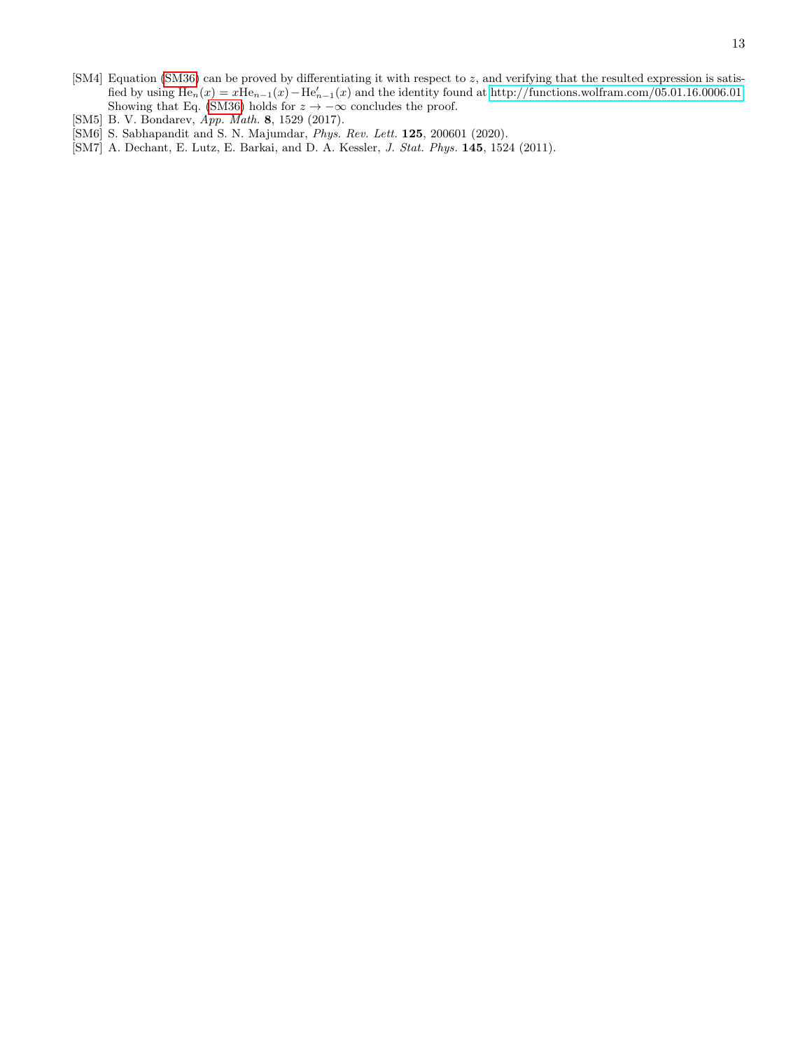[SM4] Equation (SM36) can be proved by differentiating it with respect to $z$, and verifying that the resulted expression is satisfied by using $\mathrm{He}_n(x) = x\mathrm{He}_{n-1}(x) - \mathrm{He}'_{n-1}(x)$ and the identity found at http://functions.wolfram.com/05.01.16.0006.01. Showing that Eq. (SM36) holds for $z \to -\infty$ concludes the proof.

[SM5] B. V. Bondarev, *App. Math.* **8**, 1529 (2017).

[SM6] S. Sabhapandit and S. N. Majumdar, *Phys. Rev. Lett.* **125**, 200601 (2020).

[SM7] A. Dechant, E. Lutz, E. Barkai, and D. A. Kessler, *J. Stat. Phys.* **145**, 1524 (2011).